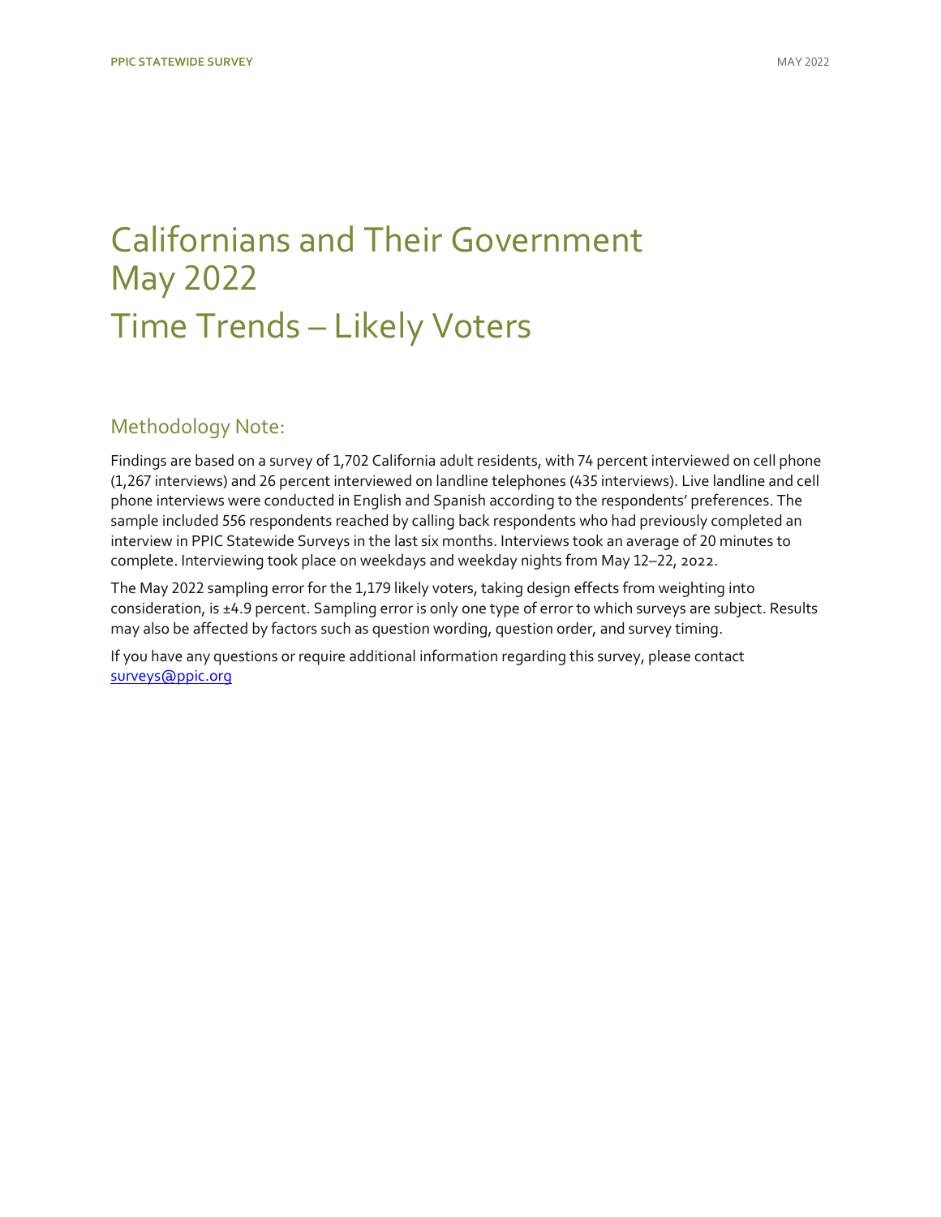# Californians and Their Government May 2022 Time Trends – Likely Voters

## Methodology Note:

Findings are based on a survey of 1,702 California adult residents, with 74 percent interviewed on cell phone (1,267 interviews) and 26 percent interviewed on landline telephones (435 interviews). Live landline and cell phone interviews were conducted in English and Spanish according to the respondents' preferences. The sample included 556 respondents reached by calling back respondents who had previously completed an interview in PPIC Statewide Surveys in the last six months. Interviews took an average of 20 minutes to complete. Interviewing took place on weekdays and weekday nights from May 12–22, 2022.

The May 2022 sampling error for the 1,179 likely voters, taking design effects from weighting into consideration, is ±4.9 percent. Sampling error is only one type of error to which surveys are subject. Results may also be affected by factors such as question wording, question order, and survey timing.

If you have any questions or require additional information regarding this survey, please contact surveys@ppic.org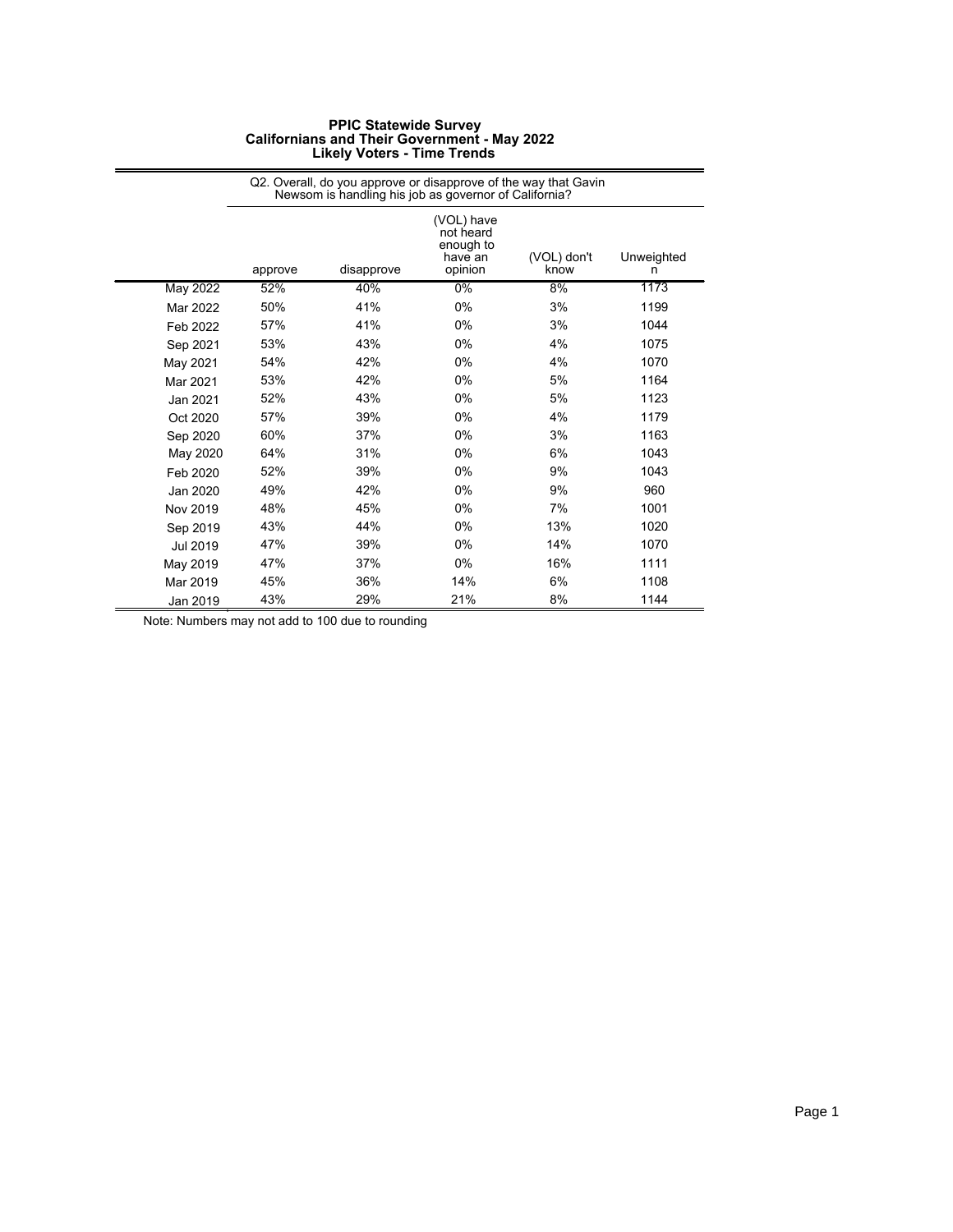**PPIC Statewide Survey**
**Californians and Their Government - May 2022**
**Likely Voters - Time Trends**

| | Q2. Overall, do you approve or disapprove of the way that Gavin Newsom is handling his job as governor of California? | | | | |
|---|---|---|---|---|---|
| | approve | disapprove | (VOL) have not heard enough to have an opinion | (VOL) don't know | Unweighted n |
| May 2022 | 52% | 40% | 0% | 8% | 1173 |
| Mar 2022 | 50% | 41% | 0% | 3% | 1199 |
| Feb 2022 | 57% | 41% | 0% | 3% | 1044 |
| Sep 2021 | 53% | 43% | 0% | 4% | 1075 |
| May 2021 | 54% | 42% | 0% | 4% | 1070 |
| Mar 2021 | 53% | 42% | 0% | 5% | 1164 |
| Jan 2021 | 52% | 43% | 0% | 5% | 1123 |
| Oct 2020 | 57% | 39% | 0% | 4% | 1179 |
| Sep 2020 | 60% | 37% | 0% | 3% | 1163 |
| May 2020 | 64% | 31% | 0% | 6% | 1043 |
| Feb 2020 | 52% | 39% | 0% | 9% | 1043 |
| Jan 2020 | 49% | 42% | 0% | 9% | 960 |
| Nov 2019 | 48% | 45% | 0% | 7% | 1001 |
| Sep 2019 | 43% | 44% | 0% | 13% | 1020 |
| Jul 2019 | 47% | 39% | 0% | 14% | 1070 |
| May 2019 | 47% | 37% | 0% | 16% | 1111 |
| Mar 2019 | 45% | 36% | 14% | 6% | 1108 |
| Jan 2019 | 43% | 29% | 21% | 8% | 1144 |

Note: Numbers may not add to 100 due to rounding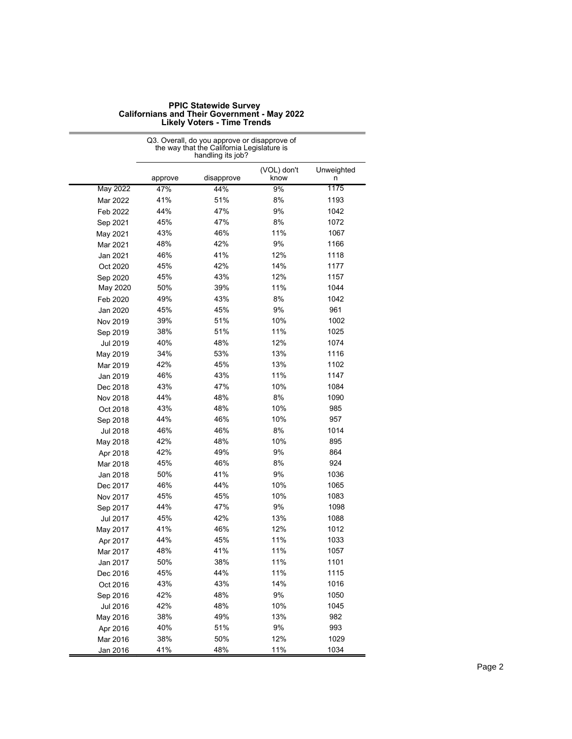**PPIC Statewide Survey**
**Californians and Their Government - May 2022**
**Likely Voters - Time Trends**

| | Q3. Overall, do you approve or disapprove of the way that the California Legislature is handling its job? | | | |
|---|---|---|---|---|
| | approve | disapprove | (VOL) don't know | Unweighted n |
| May 2022 | 47% | 44% | 9% | 1175 |
| Mar 2022 | 41% | 51% | 8% | 1193 |
| Feb 2022 | 44% | 47% | 9% | 1042 |
| Sep 2021 | 45% | 47% | 8% | 1072 |
| May 2021 | 43% | 46% | 11% | 1067 |
| Mar 2021 | 48% | 42% | 9% | 1166 |
| Jan 2021 | 46% | 41% | 12% | 1118 |
| Oct 2020 | 45% | 42% | 14% | 1177 |
| Sep 2020 | 45% | 43% | 12% | 1157 |
| May 2020 | 50% | 39% | 11% | 1044 |
| Feb 2020 | 49% | 43% | 8% | 1042 |
| Jan 2020 | 45% | 45% | 9% | 961 |
| Nov 2019 | 39% | 51% | 10% | 1002 |
| Sep 2019 | 38% | 51% | 11% | 1025 |
| Jul 2019 | 40% | 48% | 12% | 1074 |
| May 2019 | 34% | 53% | 13% | 1116 |
| Mar 2019 | 42% | 45% | 13% | 1102 |
| Jan 2019 | 46% | 43% | 11% | 1147 |
| Dec 2018 | 43% | 47% | 10% | 1084 |
| Nov 2018 | 44% | 48% | 8% | 1090 |
| Oct 2018 | 43% | 48% | 10% | 985 |
| Sep 2018 | 44% | 46% | 10% | 957 |
| Jul 2018 | 46% | 46% | 8% | 1014 |
| May 2018 | 42% | 48% | 10% | 895 |
| Apr 2018 | 42% | 49% | 9% | 864 |
| Mar 2018 | 45% | 46% | 8% | 924 |
| Jan 2018 | 50% | 41% | 9% | 1036 |
| Dec 2017 | 46% | 44% | 10% | 1065 |
| Nov 2017 | 45% | 45% | 10% | 1083 |
| Sep 2017 | 44% | 47% | 9% | 1098 |
| Jul 2017 | 45% | 42% | 13% | 1088 |
| May 2017 | 41% | 46% | 12% | 1012 |
| Apr 2017 | 44% | 45% | 11% | 1033 |
| Mar 2017 | 48% | 41% | 11% | 1057 |
| Jan 2017 | 50% | 38% | 11% | 1101 |
| Dec 2016 | 45% | 44% | 11% | 1115 |
| Oct 2016 | 43% | 43% | 14% | 1016 |
| Sep 2016 | 42% | 48% | 9% | 1050 |
| Jul 2016 | 42% | 48% | 10% | 1045 |
| May 2016 | 38% | 49% | 13% | 982 |
| Apr 2016 | 40% | 51% | 9% | 993 |
| Mar 2016 | 38% | 50% | 12% | 1029 |
| Jan 2016 | 41% | 48% | 11% | 1034 |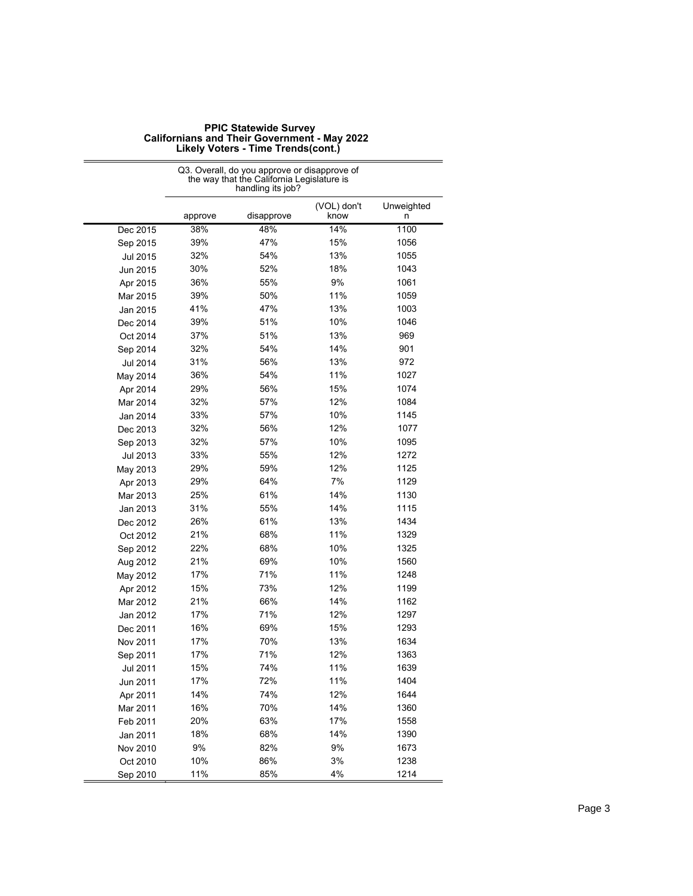# PPIC Statewide Survey
## Californians and Their Government - May 2022
### Likely Voters - Time Trends(cont.)

| | Q3. Overall, do you approve or disapprove of the way that the California Legislature is handling its job? | | | |
|---|---|---|---|---|
| | approve | disapprove | (VOL) don't know | Unweighted n |
| Dec 2015 | 38% | 48% | 14% | 1100 |
| Sep 2015 | 39% | 47% | 15% | 1056 |
| Jul 2015 | 32% | 54% | 13% | 1055 |
| Jun 2015 | 30% | 52% | 18% | 1043 |
| Apr 2015 | 36% | 55% | 9% | 1061 |
| Mar 2015 | 39% | 50% | 11% | 1059 |
| Jan 2015 | 41% | 47% | 13% | 1003 |
| Dec 2014 | 39% | 51% | 10% | 1046 |
| Oct 2014 | 37% | 51% | 13% | 969 |
| Sep 2014 | 32% | 54% | 14% | 901 |
| Jul 2014 | 31% | 56% | 13% | 972 |
| May 2014 | 36% | 54% | 11% | 1027 |
| Apr 2014 | 29% | 56% | 15% | 1074 |
| Mar 2014 | 32% | 57% | 12% | 1084 |
| Jan 2014 | 33% | 57% | 10% | 1145 |
| Dec 2013 | 32% | 56% | 12% | 1077 |
| Sep 2013 | 32% | 57% | 10% | 1095 |
| Jul 2013 | 33% | 55% | 12% | 1272 |
| May 2013 | 29% | 59% | 12% | 1125 |
| Apr 2013 | 29% | 64% | 7% | 1129 |
| Mar 2013 | 25% | 61% | 14% | 1130 |
| Jan 2013 | 31% | 55% | 14% | 1115 |
| Dec 2012 | 26% | 61% | 13% | 1434 |
| Oct 2012 | 21% | 68% | 11% | 1329 |
| Sep 2012 | 22% | 68% | 10% | 1325 |
| Aug 2012 | 21% | 69% | 10% | 1560 |
| May 2012 | 17% | 71% | 11% | 1248 |
| Apr 2012 | 15% | 73% | 12% | 1199 |
| Mar 2012 | 21% | 66% | 14% | 1162 |
| Jan 2012 | 17% | 71% | 12% | 1297 |
| Dec 2011 | 16% | 69% | 15% | 1293 |
| Nov 2011 | 17% | 70% | 13% | 1634 |
| Sep 2011 | 17% | 71% | 12% | 1363 |
| Jul 2011 | 15% | 74% | 11% | 1639 |
| Jun 2011 | 17% | 72% | 11% | 1404 |
| Apr 2011 | 14% | 74% | 12% | 1644 |
| Mar 2011 | 16% | 70% | 14% | 1360 |
| Feb 2011 | 20% | 63% | 17% | 1558 |
| Jan 2011 | 18% | 68% | 14% | 1390 |
| Nov 2010 | 9% | 82% | 9% | 1673 |
| Oct 2010 | 10% | 86% | 3% | 1238 |
| Sep 2010 | 11% | 85% | 4% | 1214 |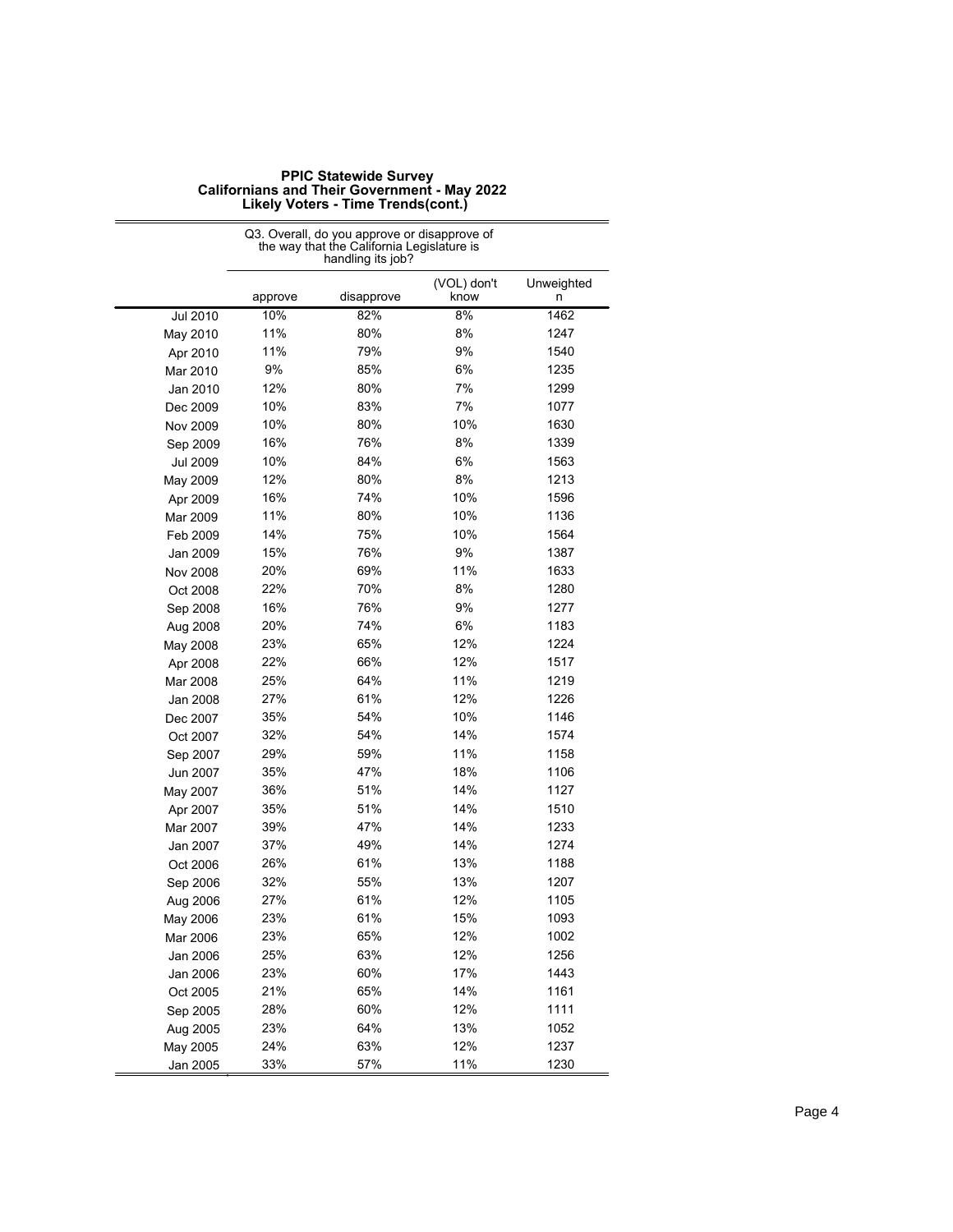**PPIC Statewide Survey**
**Californians and Their Government - May 2022**
**Likely Voters - Time Trends(cont.)**

| | Q3. Overall, do you approve or disapprove of the way that the California Legislature is handling its job? | | | |
|---|---|---|---|---|
| | approve | disapprove | (VOL) don't know | Unweighted n |
| Jul 2010 | 10% | 82% | 8% | 1462 |
| May 2010 | 11% | 80% | 8% | 1247 |
| Apr 2010 | 11% | 79% | 9% | 1540 |
| Mar 2010 | 9% | 85% | 6% | 1235 |
| Jan 2010 | 12% | 80% | 7% | 1299 |
| Dec 2009 | 10% | 83% | 7% | 1077 |
| Nov 2009 | 10% | 80% | 10% | 1630 |
| Sep 2009 | 16% | 76% | 8% | 1339 |
| Jul 2009 | 10% | 84% | 6% | 1563 |
| May 2009 | 12% | 80% | 8% | 1213 |
| Apr 2009 | 16% | 74% | 10% | 1596 |
| Mar 2009 | 11% | 80% | 10% | 1136 |
| Feb 2009 | 14% | 75% | 10% | 1564 |
| Jan 2009 | 15% | 76% | 9% | 1387 |
| Nov 2008 | 20% | 69% | 11% | 1633 |
| Oct 2008 | 22% | 70% | 8% | 1280 |
| Sep 2008 | 16% | 76% | 9% | 1277 |
| Aug 2008 | 20% | 74% | 6% | 1183 |
| May 2008 | 23% | 65% | 12% | 1224 |
| Apr 2008 | 22% | 66% | 12% | 1517 |
| Mar 2008 | 25% | 64% | 11% | 1219 |
| Jan 2008 | 27% | 61% | 12% | 1226 |
| Dec 2007 | 35% | 54% | 10% | 1146 |
| Oct 2007 | 32% | 54% | 14% | 1574 |
| Sep 2007 | 29% | 59% | 11% | 1158 |
| Jun 2007 | 35% | 47% | 18% | 1106 |
| May 2007 | 36% | 51% | 14% | 1127 |
| Apr 2007 | 35% | 51% | 14% | 1510 |
| Mar 2007 | 39% | 47% | 14% | 1233 |
| Jan 2007 | 37% | 49% | 14% | 1274 |
| Oct 2006 | 26% | 61% | 13% | 1188 |
| Sep 2006 | 32% | 55% | 13% | 1207 |
| Aug 2006 | 27% | 61% | 12% | 1105 |
| May 2006 | 23% | 61% | 15% | 1093 |
| Mar 2006 | 23% | 65% | 12% | 1002 |
| Jan 2006 | 25% | 63% | 12% | 1256 |
| Jan 2006 | 23% | 60% | 17% | 1443 |
| Oct 2005 | 21% | 65% | 14% | 1161 |
| Sep 2005 | 28% | 60% | 12% | 1111 |
| Aug 2005 | 23% | 64% | 13% | 1052 |
| May 2005 | 24% | 63% | 12% | 1237 |
| Jan 2005 | 33% | 57% | 11% | 1230 |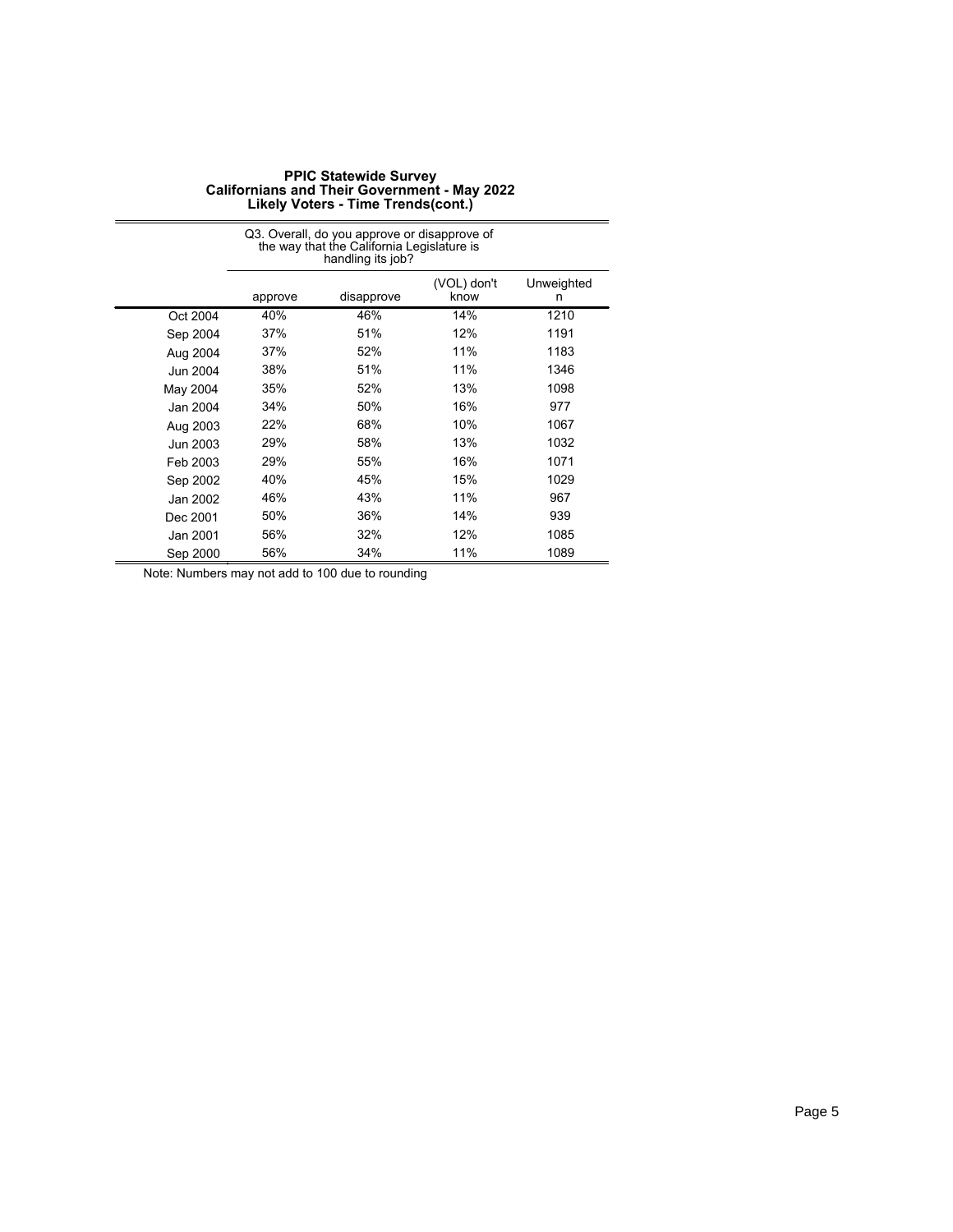**PPIC Statewide Survey**
**Californians and Their Government - May 2022**
**Likely Voters - Time Trends(cont.)**

| | Q3. Overall, do you approve or disapprove of the way that the California Legislature is handling its job? | | | |
|---|---|---|---|---|
| | approve | disapprove | (VOL) don't know | Unweighted n |
| Oct 2004 | 40% | 46% | 14% | 1210 |
| Sep 2004 | 37% | 51% | 12% | 1191 |
| Aug 2004 | 37% | 52% | 11% | 1183 |
| Jun 2004 | 38% | 51% | 11% | 1346 |
| May 2004 | 35% | 52% | 13% | 1098 |
| Jan 2004 | 34% | 50% | 16% | 977 |
| Aug 2003 | 22% | 68% | 10% | 1067 |
| Jun 2003 | 29% | 58% | 13% | 1032 |
| Feb 2003 | 29% | 55% | 16% | 1071 |
| Sep 2002 | 40% | 45% | 15% | 1029 |
| Jan 2002 | 46% | 43% | 11% | 967 |
| Dec 2001 | 50% | 36% | 14% | 939 |
| Jan 2001 | 56% | 32% | 12% | 1085 |
| Sep 2000 | 56% | 34% | 11% | 1089 |

Note: Numbers may not add to 100 due to rounding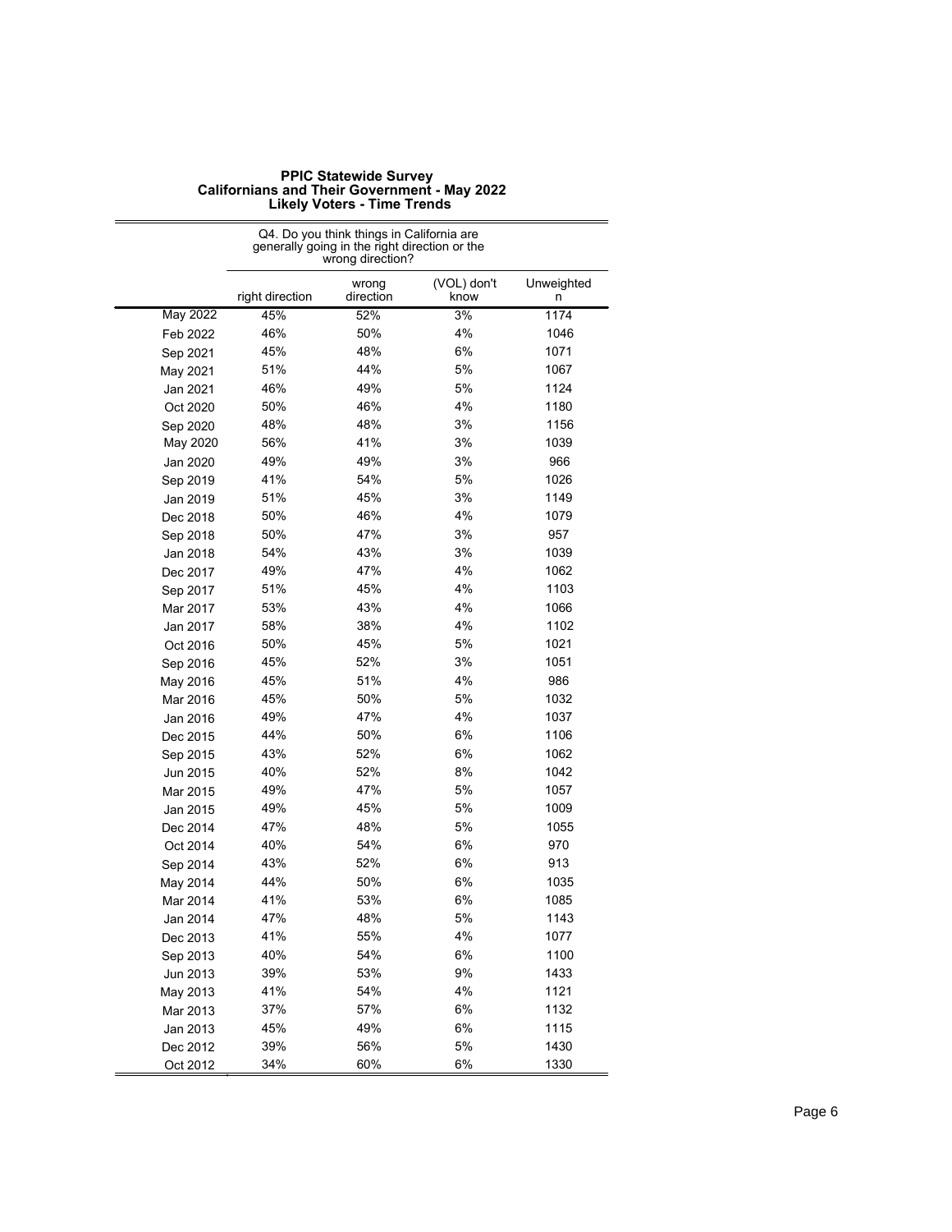# PPIC Statewide Survey
## Californians and Their Government - May 2022
### Likely Voters - Time Trends

| | Q4. Do you think things in California are generally going in the right direction or the wrong direction? | | | |
|---|---|---|---|---|
| | right direction | wrong direction | (VOL) don't know | Unweighted n |
| May 2022 | 45% | 52% | 3% | 1174 |
| Feb 2022 | 46% | 50% | 4% | 1046 |
| Sep 2021 | 45% | 48% | 6% | 1071 |
| May 2021 | 51% | 44% | 5% | 1067 |
| Jan 2021 | 46% | 49% | 5% | 1124 |
| Oct 2020 | 50% | 46% | 4% | 1180 |
| Sep 2020 | 48% | 48% | 3% | 1156 |
| May 2020 | 56% | 41% | 3% | 1039 |
| Jan 2020 | 49% | 49% | 3% | 966 |
| Sep 2019 | 41% | 54% | 5% | 1026 |
| Jan 2019 | 51% | 45% | 3% | 1149 |
| Dec 2018 | 50% | 46% | 4% | 1079 |
| Sep 2018 | 50% | 47% | 3% | 957 |
| Jan 2018 | 54% | 43% | 3% | 1039 |
| Dec 2017 | 49% | 47% | 4% | 1062 |
| Sep 2017 | 51% | 45% | 4% | 1103 |
| Mar 2017 | 53% | 43% | 4% | 1066 |
| Jan 2017 | 58% | 38% | 4% | 1102 |
| Oct 2016 | 50% | 45% | 5% | 1021 |
| Sep 2016 | 45% | 52% | 3% | 1051 |
| May 2016 | 45% | 51% | 4% | 986 |
| Mar 2016 | 45% | 50% | 5% | 1032 |
| Jan 2016 | 49% | 47% | 4% | 1037 |
| Dec 2015 | 44% | 50% | 6% | 1106 |
| Sep 2015 | 43% | 52% | 6% | 1062 |
| Jun 2015 | 40% | 52% | 8% | 1042 |
| Mar 2015 | 49% | 47% | 5% | 1057 |
| Jan 2015 | 49% | 45% | 5% | 1009 |
| Dec 2014 | 47% | 48% | 5% | 1055 |
| Oct 2014 | 40% | 54% | 6% | 970 |
| Sep 2014 | 43% | 52% | 6% | 913 |
| May 2014 | 44% | 50% | 6% | 1035 |
| Mar 2014 | 41% | 53% | 6% | 1085 |
| Jan 2014 | 47% | 48% | 5% | 1143 |
| Dec 2013 | 41% | 55% | 4% | 1077 |
| Sep 2013 | 40% | 54% | 6% | 1100 |
| Jun 2013 | 39% | 53% | 9% | 1433 |
| May 2013 | 41% | 54% | 4% | 1121 |
| Mar 2013 | 37% | 57% | 6% | 1132 |
| Jan 2013 | 45% | 49% | 6% | 1115 |
| Dec 2012 | 39% | 56% | 5% | 1430 |
| Oct 2012 | 34% | 60% | 6% | 1330 |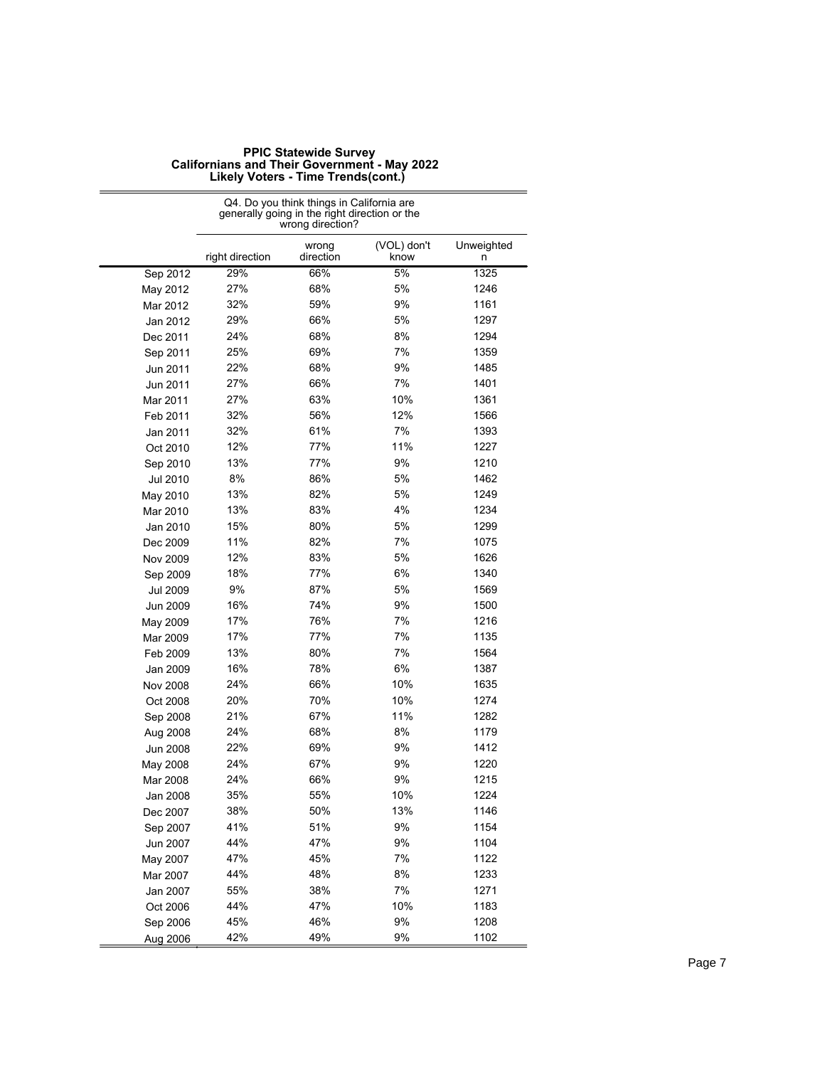**PPIC Statewide Survey**
**Californians and Their Government - May 2022**
**Likely Voters - Time Trends(cont.)**

| | Q4. Do you think things in California are generally going in the right direction or the wrong direction? | | | |
|---|---|---|---|---|
| | right direction | wrong direction | (VOL) don't know | Unweighted n |
| Sep 2012 | 29% | 66% | 5% | 1325 |
| May 2012 | 27% | 68% | 5% | 1246 |
| Mar 2012 | 32% | 59% | 9% | 1161 |
| Jan 2012 | 29% | 66% | 5% | 1297 |
| Dec 2011 | 24% | 68% | 8% | 1294 |
| Sep 2011 | 25% | 69% | 7% | 1359 |
| Jun 2011 | 22% | 68% | 9% | 1485 |
| Jun 2011 | 27% | 66% | 7% | 1401 |
| Mar 2011 | 27% | 63% | 10% | 1361 |
| Feb 2011 | 32% | 56% | 12% | 1566 |
| Jan 2011 | 32% | 61% | 7% | 1393 |
| Oct 2010 | 12% | 77% | 11% | 1227 |
| Sep 2010 | 13% | 77% | 9% | 1210 |
| Jul 2010 | 8% | 86% | 5% | 1462 |
| May 2010 | 13% | 82% | 5% | 1249 |
| Mar 2010 | 13% | 83% | 4% | 1234 |
| Jan 2010 | 15% | 80% | 5% | 1299 |
| Dec 2009 | 11% | 82% | 7% | 1075 |
| Nov 2009 | 12% | 83% | 5% | 1626 |
| Sep 2009 | 18% | 77% | 6% | 1340 |
| Jul 2009 | 9% | 87% | 5% | 1569 |
| Jun 2009 | 16% | 74% | 9% | 1500 |
| May 2009 | 17% | 76% | 7% | 1216 |
| Mar 2009 | 17% | 77% | 7% | 1135 |
| Feb 2009 | 13% | 80% | 7% | 1564 |
| Jan 2009 | 16% | 78% | 6% | 1387 |
| Nov 2008 | 24% | 66% | 10% | 1635 |
| Oct 2008 | 20% | 70% | 10% | 1274 |
| Sep 2008 | 21% | 67% | 11% | 1282 |
| Aug 2008 | 24% | 68% | 8% | 1179 |
| Jun 2008 | 22% | 69% | 9% | 1412 |
| May 2008 | 24% | 67% | 9% | 1220 |
| Mar 2008 | 24% | 66% | 9% | 1215 |
| Jan 2008 | 35% | 55% | 10% | 1224 |
| Dec 2007 | 38% | 50% | 13% | 1146 |
| Sep 2007 | 41% | 51% | 9% | 1154 |
| Jun 2007 | 44% | 47% | 9% | 1104 |
| May 2007 | 47% | 45% | 7% | 1122 |
| Mar 2007 | 44% | 48% | 8% | 1233 |
| Jan 2007 | 55% | 38% | 7% | 1271 |
| Oct 2006 | 44% | 47% | 10% | 1183 |
| Sep 2006 | 45% | 46% | 9% | 1208 |
| Aug 2006 | 42% | 49% | 9% | 1102 |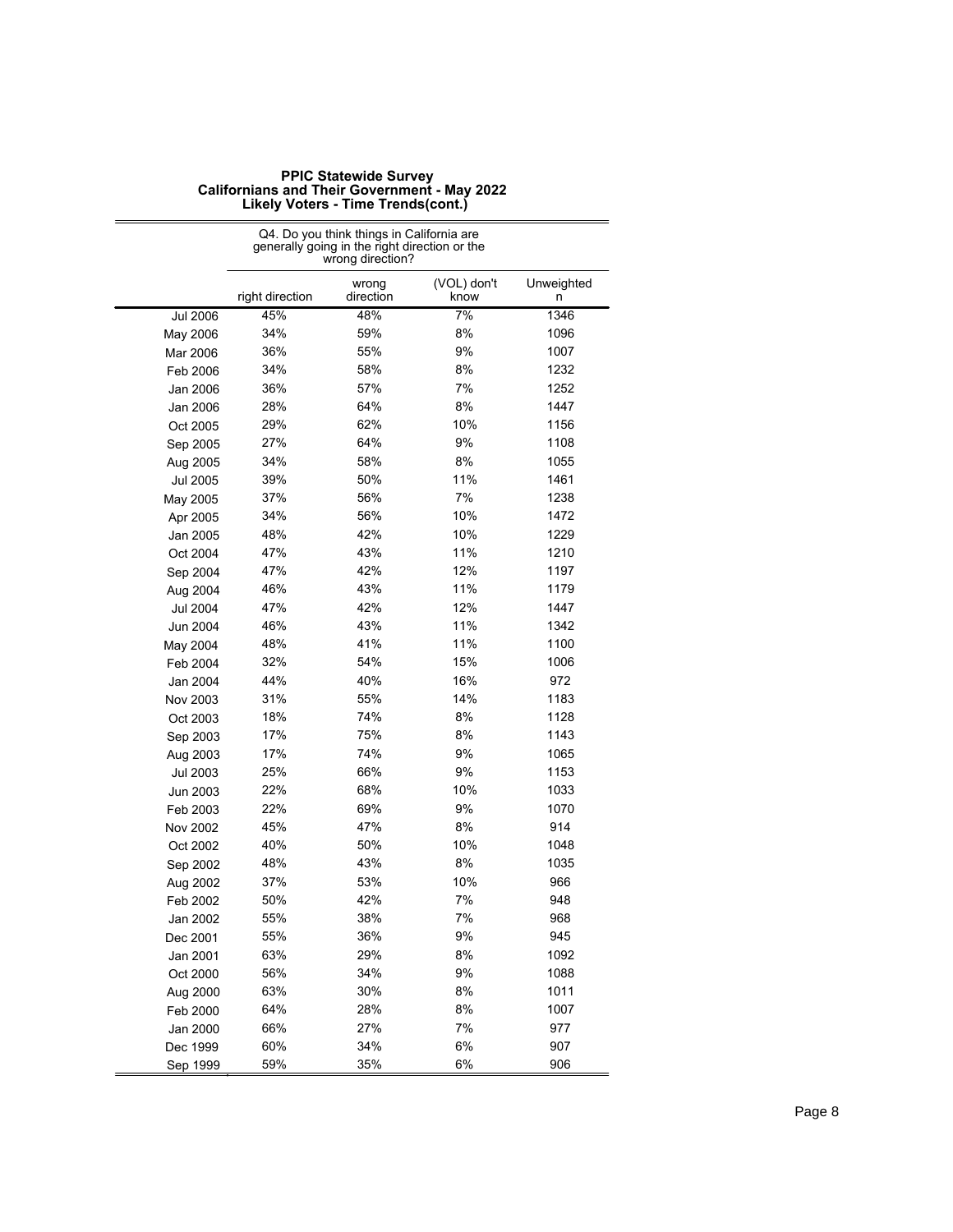**PPIC Statewide Survey**
**Californians and Their Government - May 2022**
**Likely Voters - Time Trends(cont.)**

| | Q4. Do you think things in California are generally going in the right direction or the wrong direction? | | | |
|---|---|---|---|---|
| | right direction | wrong direction | (VOL) don't know | Unweighted n |
| Jul 2006 | 45% | 48% | 7% | 1346 |
| May 2006 | 34% | 59% | 8% | 1096 |
| Mar 2006 | 36% | 55% | 9% | 1007 |
| Feb 2006 | 34% | 58% | 8% | 1232 |
| Jan 2006 | 36% | 57% | 7% | 1252 |
| Jan 2006 | 28% | 64% | 8% | 1447 |
| Oct 2005 | 29% | 62% | 10% | 1156 |
| Sep 2005 | 27% | 64% | 9% | 1108 |
| Aug 2005 | 34% | 58% | 8% | 1055 |
| Jul 2005 | 39% | 50% | 11% | 1461 |
| May 2005 | 37% | 56% | 7% | 1238 |
| Apr 2005 | 34% | 56% | 10% | 1472 |
| Jan 2005 | 48% | 42% | 10% | 1229 |
| Oct 2004 | 47% | 43% | 11% | 1210 |
| Sep 2004 | 47% | 42% | 12% | 1197 |
| Aug 2004 | 46% | 43% | 11% | 1179 |
| Jul 2004 | 47% | 42% | 12% | 1447 |
| Jun 2004 | 46% | 43% | 11% | 1342 |
| May 2004 | 48% | 41% | 11% | 1100 |
| Feb 2004 | 32% | 54% | 15% | 1006 |
| Jan 2004 | 44% | 40% | 16% | 972 |
| Nov 2003 | 31% | 55% | 14% | 1183 |
| Oct 2003 | 18% | 74% | 8% | 1128 |
| Sep 2003 | 17% | 75% | 8% | 1143 |
| Aug 2003 | 17% | 74% | 9% | 1065 |
| Jul 2003 | 25% | 66% | 9% | 1153 |
| Jun 2003 | 22% | 68% | 10% | 1033 |
| Feb 2003 | 22% | 69% | 9% | 1070 |
| Nov 2002 | 45% | 47% | 8% | 914 |
| Oct 2002 | 40% | 50% | 10% | 1048 |
| Sep 2002 | 48% | 43% | 8% | 1035 |
| Aug 2002 | 37% | 53% | 10% | 966 |
| Feb 2002 | 50% | 42% | 7% | 948 |
| Jan 2002 | 55% | 38% | 7% | 968 |
| Dec 2001 | 55% | 36% | 9% | 945 |
| Jan 2001 | 63% | 29% | 8% | 1092 |
| Oct 2000 | 56% | 34% | 9% | 1088 |
| Aug 2000 | 63% | 30% | 8% | 1011 |
| Feb 2000 | 64% | 28% | 8% | 1007 |
| Jan 2000 | 66% | 27% | 7% | 977 |
| Dec 1999 | 60% | 34% | 6% | 907 |
| Sep 1999 | 59% | 35% | 6% | 906 |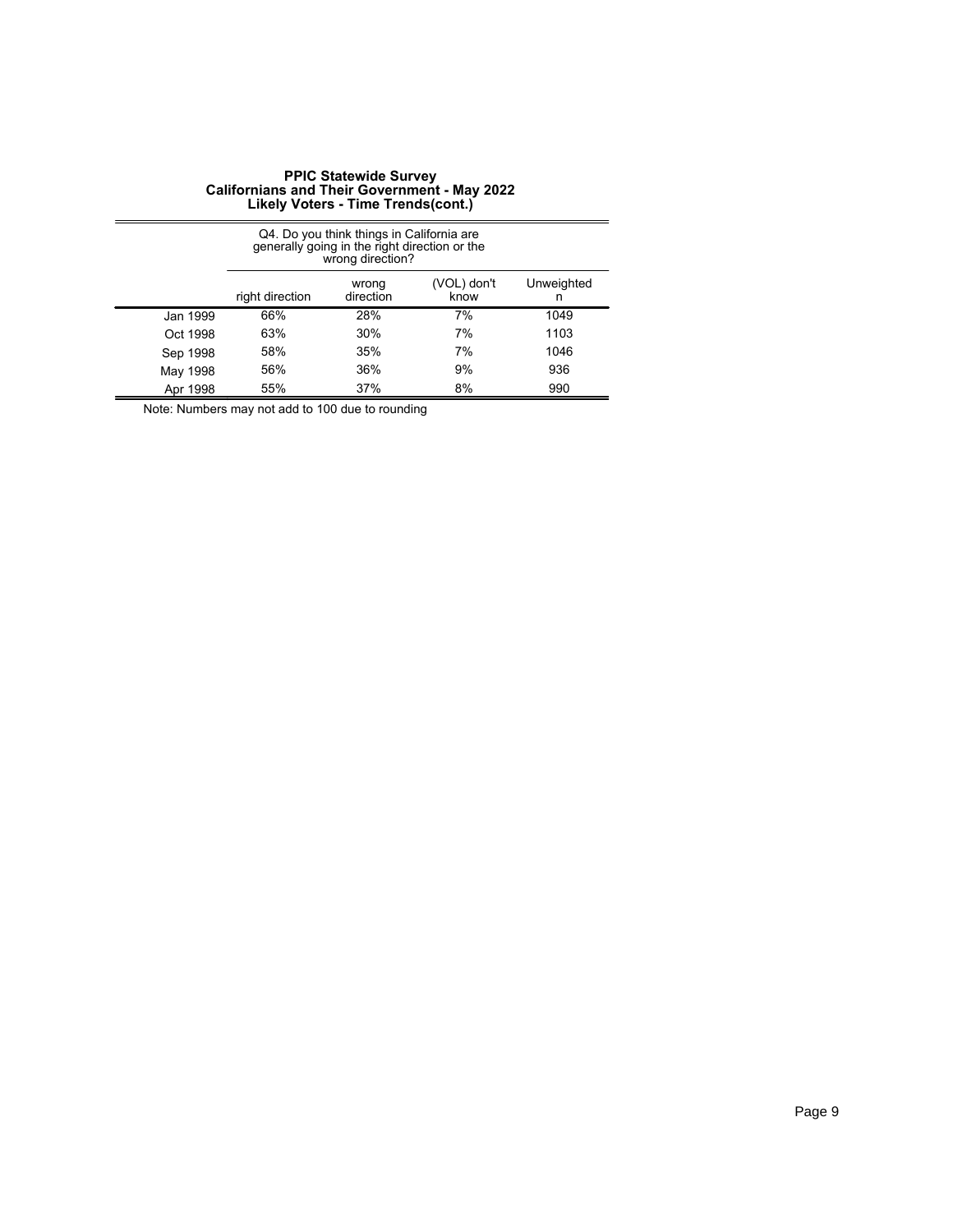**PPIC Statewide Survey**
**Californians and Their Government - May 2022**
**Likely Voters - Time Trends(cont.)**

| | Q4. Do you think things in California are generally going in the right direction or the wrong direction? | | | |
|---|---|---|---|---|
| | right direction | wrong direction | (VOL) don't know | Unweighted n |
| Jan 1999 | 66% | 28% | 7% | 1049 |
| Oct 1998 | 63% | 30% | 7% | 1103 |
| Sep 1998 | 58% | 35% | 7% | 1046 |
| May 1998 | 56% | 36% | 9% | 936 |
| Apr 1998 | 55% | 37% | 8% | 990 |

Note: Numbers may not add to 100 due to rounding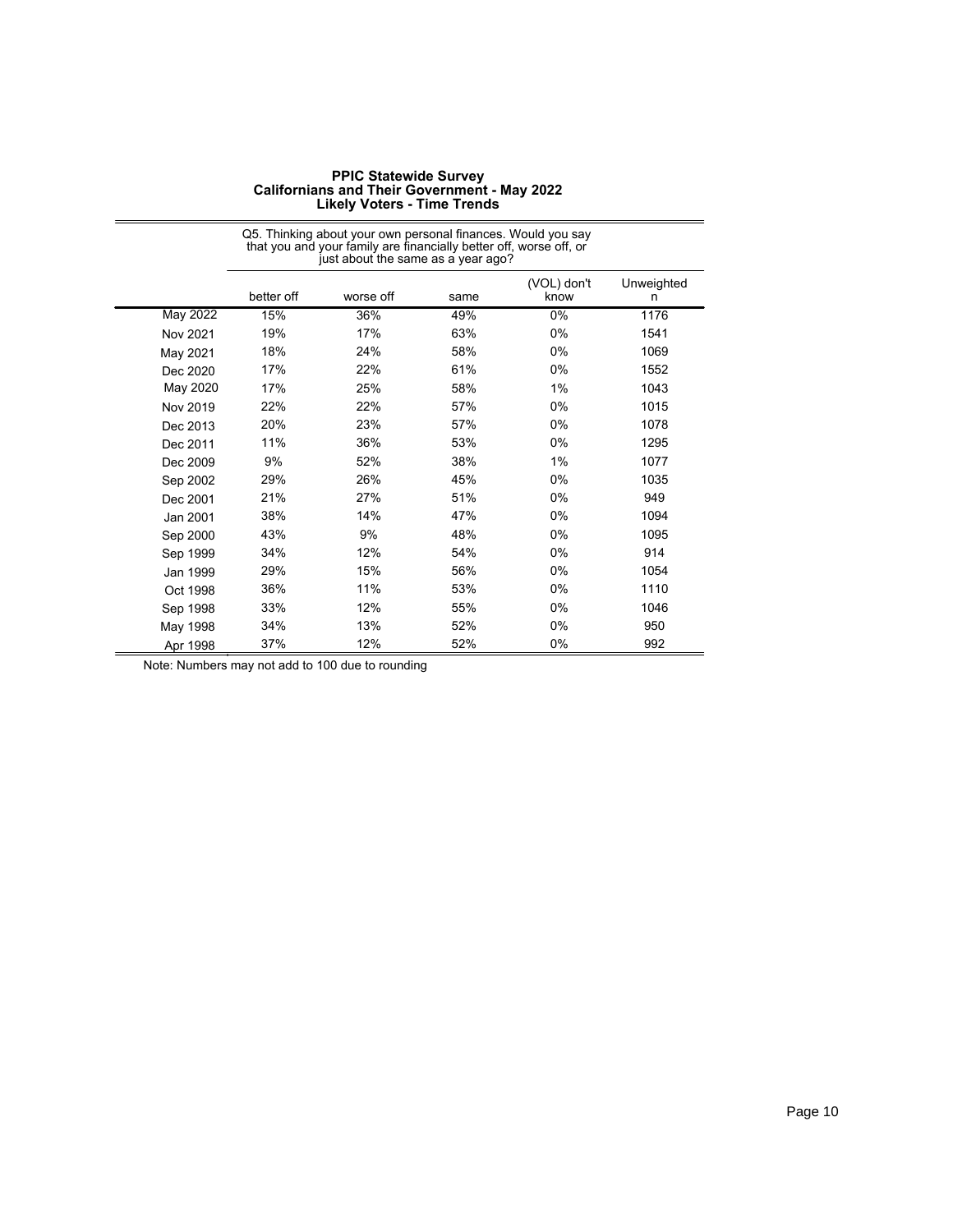**PPIC Statewide Survey**
**Californians and Their Government - May 2022**
**Likely Voters - Time Trends**

Q5. Thinking about your own personal finances. Would you say that you and your family are financially better off, worse off, or just about the same as a year ago?

| | better off | worse off | same | (VOL) don't know | Unweighted n |
|---|---|---|---|---|---|
| May 2022 | 15% | 36% | 49% | 0% | 1176 |
| Nov 2021 | 19% | 17% | 63% | 0% | 1541 |
| May 2021 | 18% | 24% | 58% | 0% | 1069 |
| Dec 2020 | 17% | 22% | 61% | 0% | 1552 |
| May 2020 | 17% | 25% | 58% | 1% | 1043 |
| Nov 2019 | 22% | 22% | 57% | 0% | 1015 |
| Dec 2013 | 20% | 23% | 57% | 0% | 1078 |
| Dec 2011 | 11% | 36% | 53% | 0% | 1295 |
| Dec 2009 | 9% | 52% | 38% | 1% | 1077 |
| Sep 2002 | 29% | 26% | 45% | 0% | 1035 |
| Dec 2001 | 21% | 27% | 51% | 0% | 949 |
| Jan 2001 | 38% | 14% | 47% | 0% | 1094 |
| Sep 2000 | 43% | 9% | 48% | 0% | 1095 |
| Sep 1999 | 34% | 12% | 54% | 0% | 914 |
| Jan 1999 | 29% | 15% | 56% | 0% | 1054 |
| Oct 1998 | 36% | 11% | 53% | 0% | 1110 |
| Sep 1998 | 33% | 12% | 55% | 0% | 1046 |
| May 1998 | 34% | 13% | 52% | 0% | 950 |
| Apr 1998 | 37% | 12% | 52% | 0% | 992 |

Note: Numbers may not add to 100 due to rounding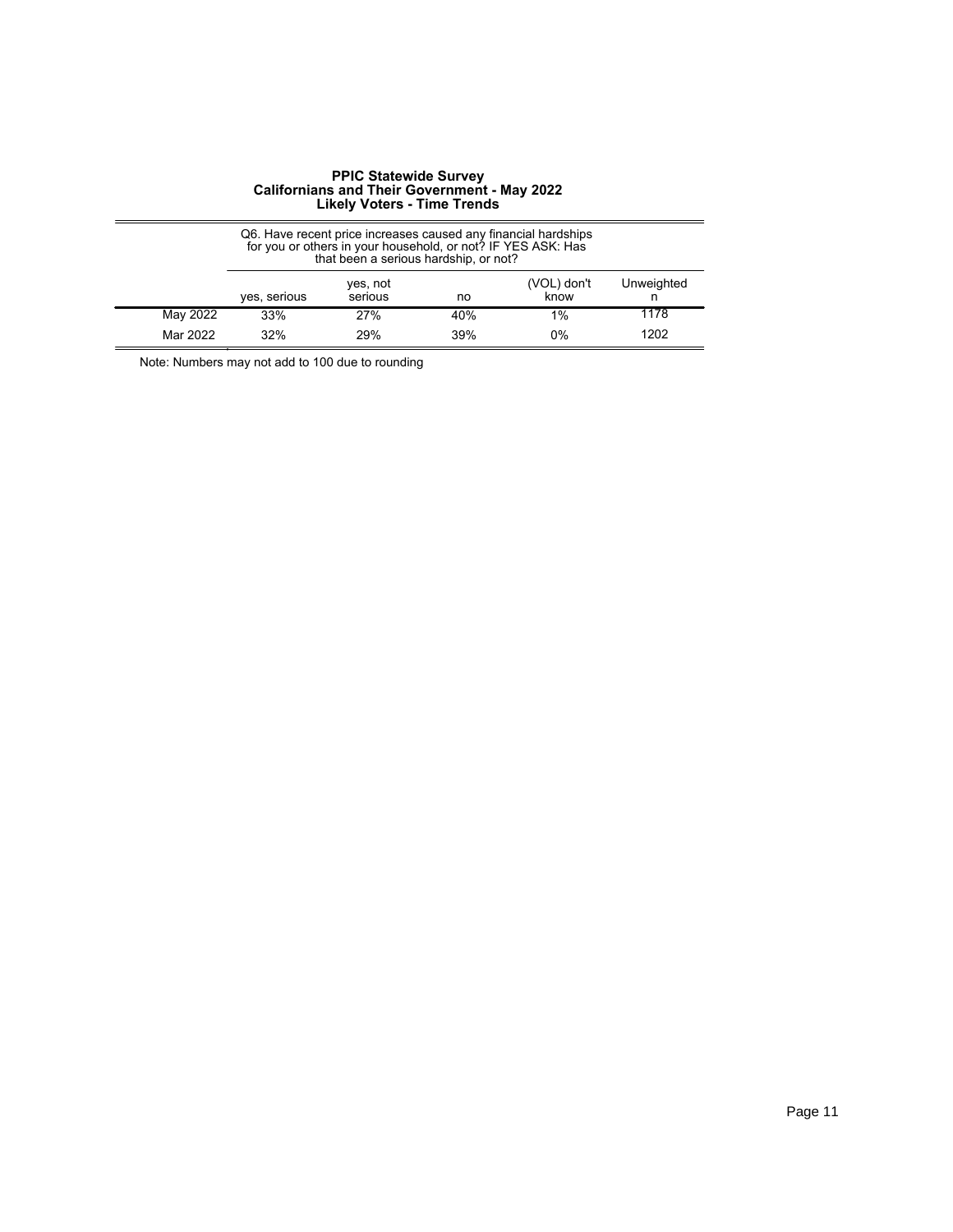**PPIC Statewide Survey**
**Californians and Their Government - May 2022**
**Likely Voters - Time Trends**

| | Q6. Have recent price increases caused any financial hardships for you or others in your household, or not? IF YES ASK: Has that been a serious hardship, or not? | | | | |
|---|---|---|---|---|---|
| | yes, serious | yes, not serious | no | (VOL) don't know | Unweighted n |
| May 2022 | 33% | 27% | 40% | 1% | 1178 |
| Mar 2022 | 32% | 29% | 39% | 0% | 1202 |

Note: Numbers may not add to 100 due to rounding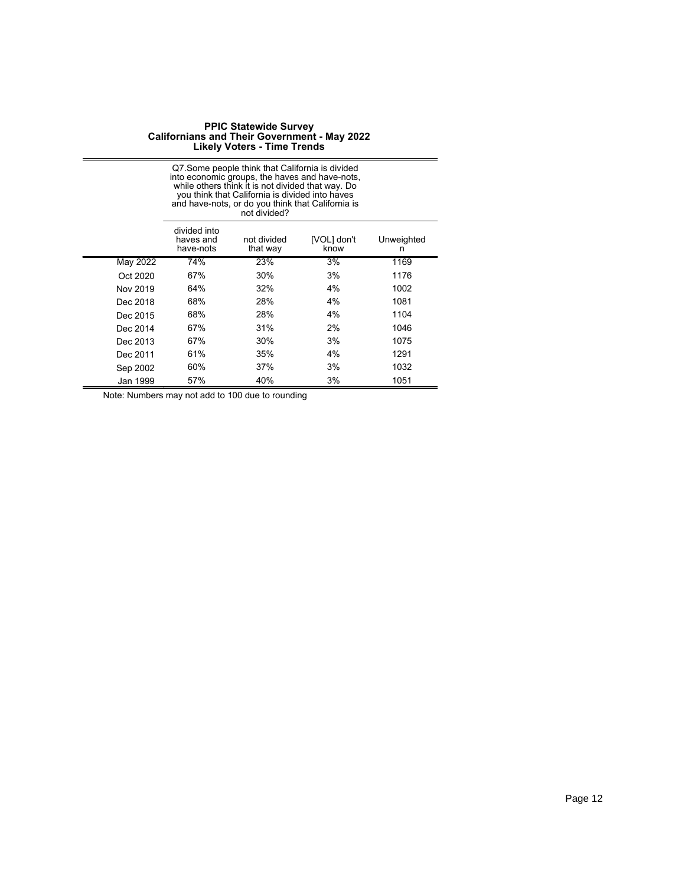**PPIC Statewide Survey**
**Californians and Their Government - May 2022**
**Likely Voters - Time Trends**

| | Q7.Some people think that California is divided into economic groups, the haves and have-nots, while others think it is not divided that way. Do you think that California is divided into haves and have-nots, or do you think that California is not divided? | | | |
|---|---|---|---|---|
| | divided into haves and have-nots | not divided that way | [VOL] don't know | Unweighted n |
| May 2022 | 74% | 23% | 3% | 1169 |
| Oct 2020 | 67% | 30% | 3% | 1176 |
| Nov 2019 | 64% | 32% | 4% | 1002 |
| Dec 2018 | 68% | 28% | 4% | 1081 |
| Dec 2015 | 68% | 28% | 4% | 1104 |
| Dec 2014 | 67% | 31% | 2% | 1046 |
| Dec 2013 | 67% | 30% | 3% | 1075 |
| Dec 2011 | 61% | 35% | 4% | 1291 |
| Sep 2002 | 60% | 37% | 3% | 1032 |
| Jan 1999 | 57% | 40% | 3% | 1051 |

Note: Numbers may not add to 100 due to rounding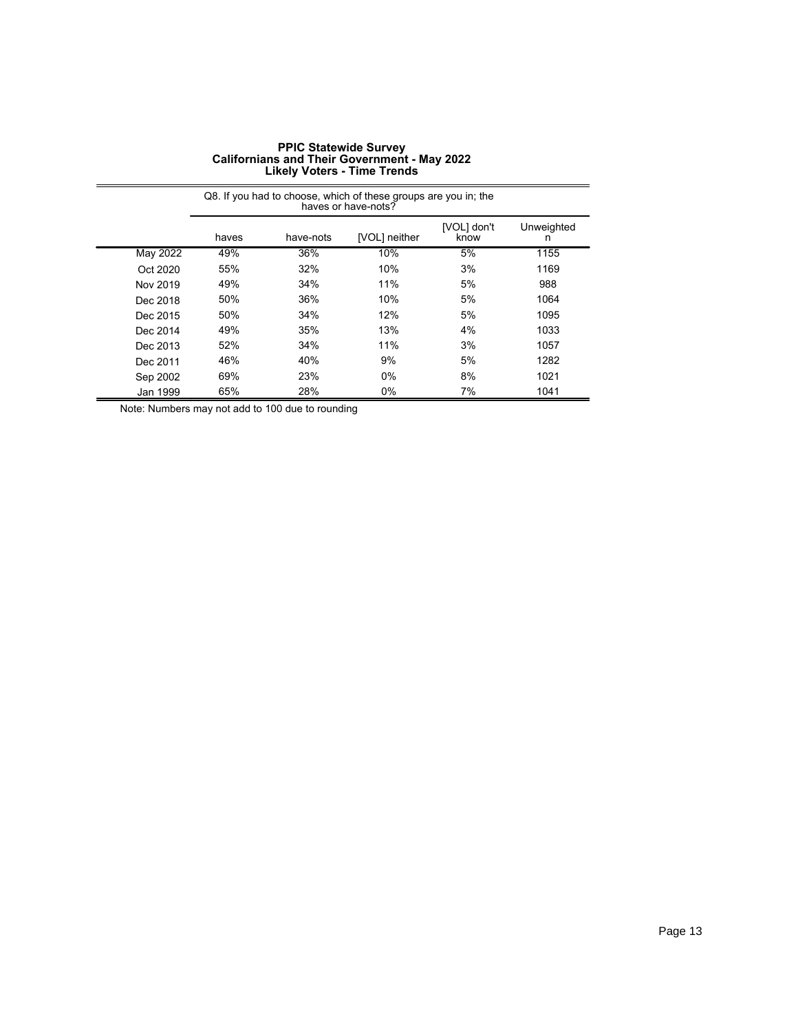**PPIC Statewide Survey**
**Californians and Their Government - May 2022**
**Likely Voters - Time Trends**

| | Q8. If you had to choose, which of these groups are you in; the haves or have-nots? | | | | |
|---|---|---|---|---|---|
| | haves | have-nots | [VOL] neither | [VOL] don't know | Unweighted n |
| May 2022 | 49% | 36% | 10% | 5% | 1155 |
| Oct 2020 | 55% | 32% | 10% | 3% | 1169 |
| Nov 2019 | 49% | 34% | 11% | 5% | 988 |
| Dec 2018 | 50% | 36% | 10% | 5% | 1064 |
| Dec 2015 | 50% | 34% | 12% | 5% | 1095 |
| Dec 2014 | 49% | 35% | 13% | 4% | 1033 |
| Dec 2013 | 52% | 34% | 11% | 3% | 1057 |
| Dec 2011 | 46% | 40% | 9% | 5% | 1282 |
| Sep 2002 | 69% | 23% | 0% | 8% | 1021 |
| Jan 1999 | 65% | 28% | 0% | 7% | 1041 |

Note: Numbers may not add to 100 due to rounding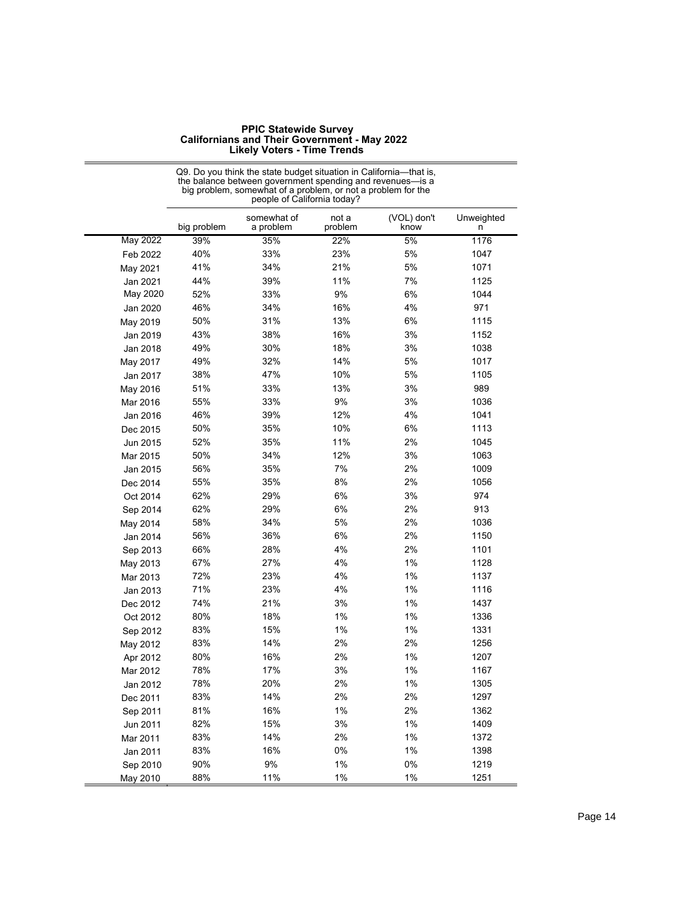**PPIC Statewide Survey**
**Californians and Their Government - May 2022**
**Likely Voters - Time Trends**

Q9. Do you think the state budget situation in California—that is, the balance between government spending and revenues—is a big problem, somewhat of a problem, or not a problem for the people of California today?

| | big problem | somewhat of a problem | not a problem | (VOL) don't know | Unweighted n |
|---|---|---|---|---|---|
| May 2022 | 39% | 35% | 22% | 5% | 1176 |
| Feb 2022 | 40% | 33% | 23% | 5% | 1047 |
| May 2021 | 41% | 34% | 21% | 5% | 1071 |
| Jan 2021 | 44% | 39% | 11% | 7% | 1125 |
| May 2020 | 52% | 33% | 9% | 6% | 1044 |
| Jan 2020 | 46% | 34% | 16% | 4% | 971 |
| May 2019 | 50% | 31% | 13% | 6% | 1115 |
| Jan 2019 | 43% | 38% | 16% | 3% | 1152 |
| Jan 2018 | 49% | 30% | 18% | 3% | 1038 |
| May 2017 | 49% | 32% | 14% | 5% | 1017 |
| Jan 2017 | 38% | 47% | 10% | 5% | 1105 |
| May 2016 | 51% | 33% | 13% | 3% | 989 |
| Mar 2016 | 55% | 33% | 9% | 3% | 1036 |
| Jan 2016 | 46% | 39% | 12% | 4% | 1041 |
| Dec 2015 | 50% | 35% | 10% | 6% | 1113 |
| Jun 2015 | 52% | 35% | 11% | 2% | 1045 |
| Mar 2015 | 50% | 34% | 12% | 3% | 1063 |
| Jan 2015 | 56% | 35% | 7% | 2% | 1009 |
| Dec 2014 | 55% | 35% | 8% | 2% | 1056 |
| Oct 2014 | 62% | 29% | 6% | 3% | 974 |
| Sep 2014 | 62% | 29% | 6% | 2% | 913 |
| May 2014 | 58% | 34% | 5% | 2% | 1036 |
| Jan 2014 | 56% | 36% | 6% | 2% | 1150 |
| Sep 2013 | 66% | 28% | 4% | 2% | 1101 |
| May 2013 | 67% | 27% | 4% | 1% | 1128 |
| Mar 2013 | 72% | 23% | 4% | 1% | 1137 |
| Jan 2013 | 71% | 23% | 4% | 1% | 1116 |
| Dec 2012 | 74% | 21% | 3% | 1% | 1437 |
| Oct 2012 | 80% | 18% | 1% | 1% | 1336 |
| Sep 2012 | 83% | 15% | 1% | 1% | 1331 |
| May 2012 | 83% | 14% | 2% | 2% | 1256 |
| Apr 2012 | 80% | 16% | 2% | 1% | 1207 |
| Mar 2012 | 78% | 17% | 3% | 1% | 1167 |
| Jan 2012 | 78% | 20% | 2% | 1% | 1305 |
| Dec 2011 | 83% | 14% | 2% | 2% | 1297 |
| Sep 2011 | 81% | 16% | 1% | 2% | 1362 |
| Jun 2011 | 82% | 15% | 3% | 1% | 1409 |
| Mar 2011 | 83% | 14% | 2% | 1% | 1372 |
| Jan 2011 | 83% | 16% | 0% | 1% | 1398 |
| Sep 2010 | 90% | 9% | 1% | 0% | 1219 |
| May 2010 | 88% | 11% | 1% | 1% | 1251 |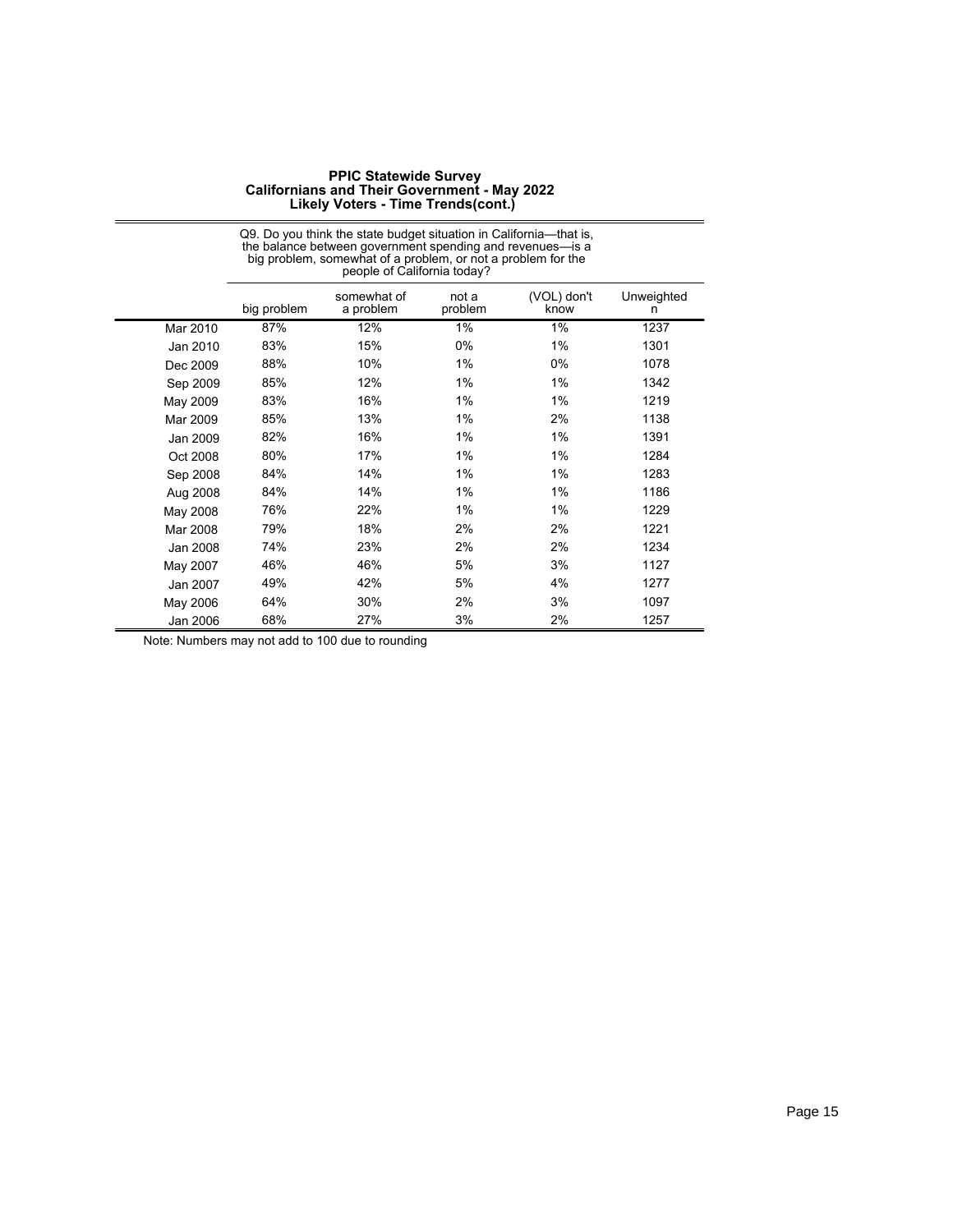# PPIC Statewide Survey
## Californians and Their Government - May 2022
### Likely Voters - Time Trends(cont.)

Q9. Do you think the state budget situation in California—that is, the balance between government spending and revenues—is a big problem, somewhat of a problem, or not a problem for the people of California today?

| | big problem | somewhat of a problem | not a problem | (VOL) don't know | Unweighted n |
|---|---|---|---|---|---|
| Mar 2010 | 87% | 12% | 1% | 1% | 1237 |
| Jan 2010 | 83% | 15% | 0% | 1% | 1301 |
| Dec 2009 | 88% | 10% | 1% | 0% | 1078 |
| Sep 2009 | 85% | 12% | 1% | 1% | 1342 |
| May 2009 | 83% | 16% | 1% | 1% | 1219 |
| Mar 2009 | 85% | 13% | 1% | 2% | 1138 |
| Jan 2009 | 82% | 16% | 1% | 1% | 1391 |
| Oct 2008 | 80% | 17% | 1% | 1% | 1284 |
| Sep 2008 | 84% | 14% | 1% | 1% | 1283 |
| Aug 2008 | 84% | 14% | 1% | 1% | 1186 |
| May 2008 | 76% | 22% | 1% | 1% | 1229 |
| Mar 2008 | 79% | 18% | 2% | 2% | 1221 |
| Jan 2008 | 74% | 23% | 2% | 2% | 1234 |
| May 2007 | 46% | 46% | 5% | 3% | 1127 |
| Jan 2007 | 49% | 42% | 5% | 4% | 1277 |
| May 2006 | 64% | 30% | 2% | 3% | 1097 |
| Jan 2006 | 68% | 27% | 3% | 2% | 1257 |

Note: Numbers may not add to 100 due to rounding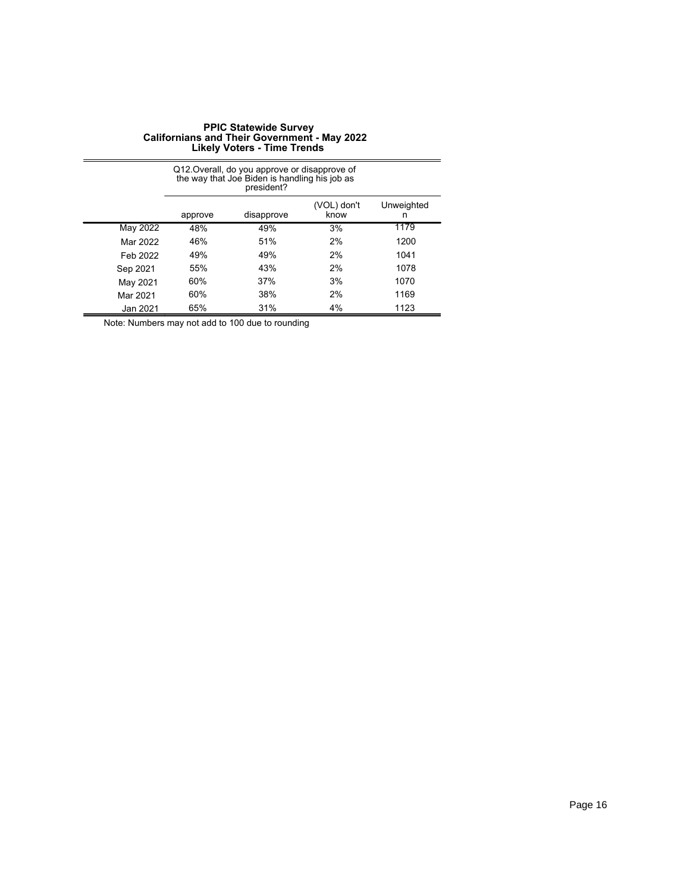**PPIC Statewide Survey**
**Californians and Their Government - May 2022**
**Likely Voters - Time Trends**

| | Q12.Overall, do you approve or disapprove of the way that Joe Biden is handling his job as president? | | | |
|---|---|---|---|---|
| | approve | disapprove | (VOL) don't know | Unweighted n |
| May 2022 | 48% | 49% | 3% | 1179 |
| Mar 2022 | 46% | 51% | 2% | 1200 |
| Feb 2022 | 49% | 49% | 2% | 1041 |
| Sep 2021 | 55% | 43% | 2% | 1078 |
| May 2021 | 60% | 37% | 3% | 1070 |
| Mar 2021 | 60% | 38% | 2% | 1169 |
| Jan 2021 | 65% | 31% | 4% | 1123 |

Note: Numbers may not add to 100 due to rounding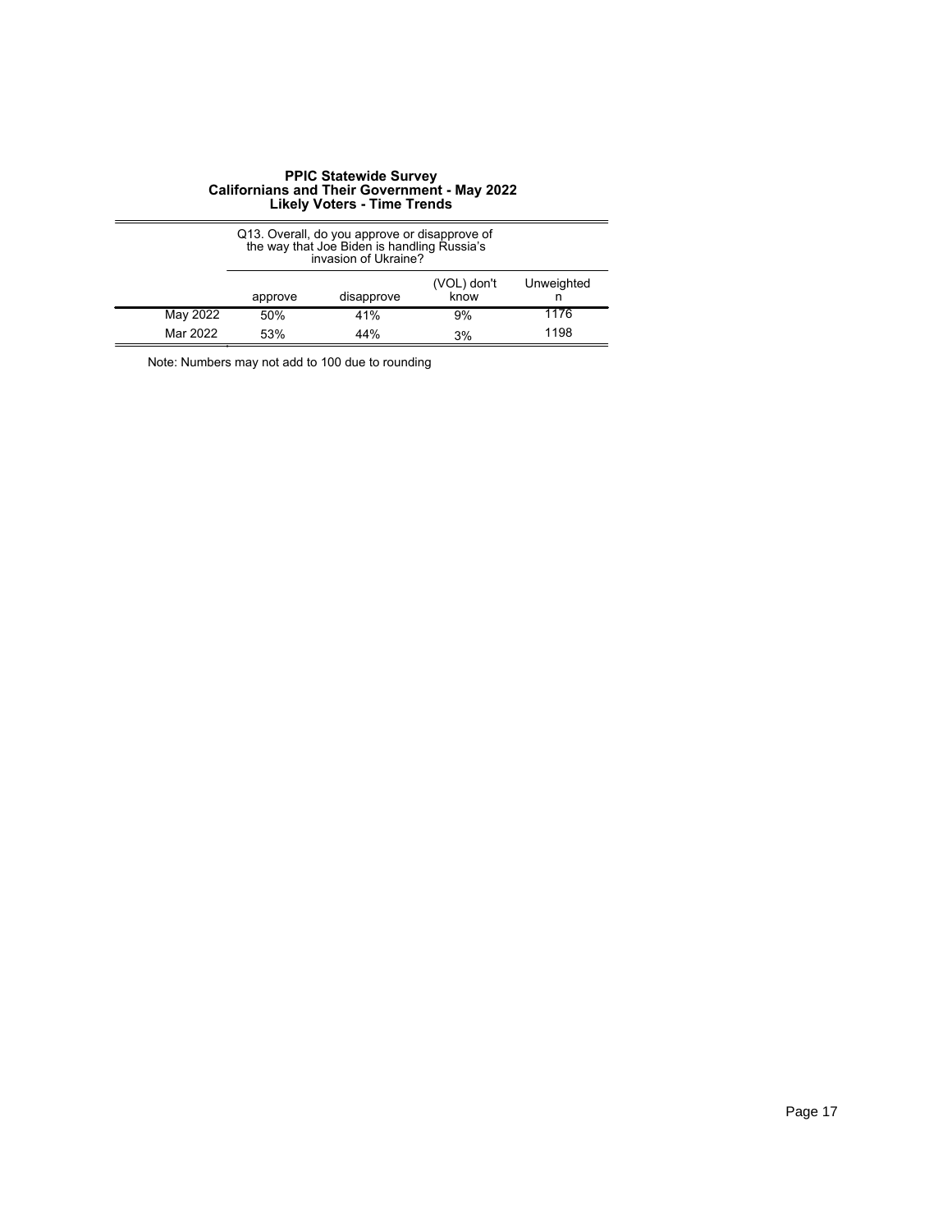**PPIC Statewide Survey**
**Californians and Their Government - May 2022**
**Likely Voters - Time Trends**

| | Q13. Overall, do you approve or disapprove of the way that Joe Biden is handling Russia's invasion of Ukraine? | | | |
|---|---|---|---|---|
| | approve | disapprove | (VOL) don't know | Unweighted n |
| May 2022 | 50% | 41% | 9% | 1176 |
| Mar 2022 | 53% | 44% | 3% | 1198 |

Note: Numbers may not add to 100 due to rounding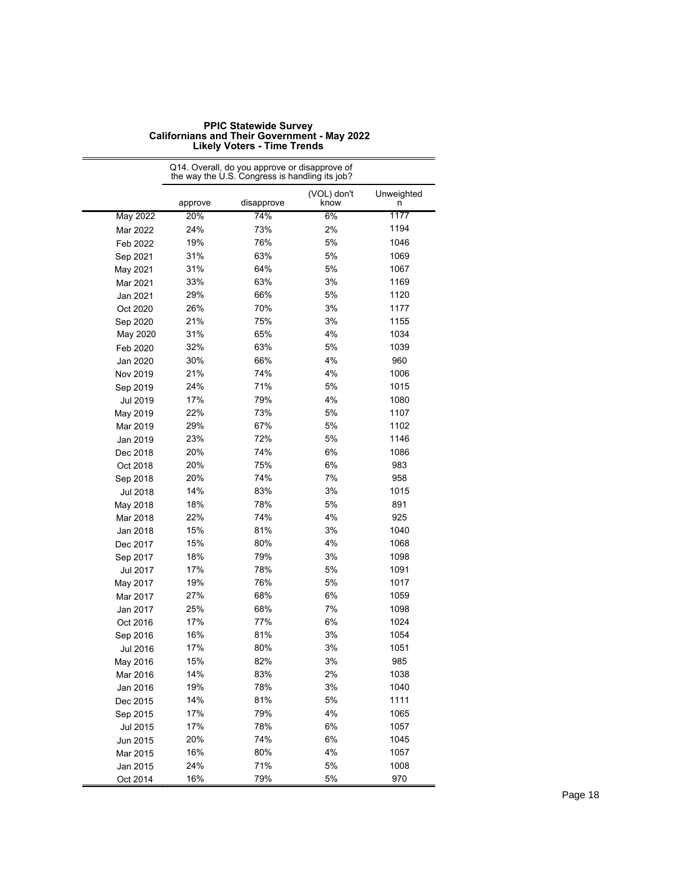**PPIC Statewide Survey**
**Californians and Their Government - May 2022**
**Likely Voters - Time Trends**

| | Q14. Overall, do you approve or disapprove of the way the U.S. Congress is handling its job? | | | |
|---|---|---|---|---|
| | approve | disapprove | (VOL) don't know | Unweighted n |
| May 2022 | 20% | 74% | 6% | 1177 |
| Mar 2022 | 24% | 73% | 2% | 1194 |
| Feb 2022 | 19% | 76% | 5% | 1046 |
| Sep 2021 | 31% | 63% | 5% | 1069 |
| May 2021 | 31% | 64% | 5% | 1067 |
| Mar 2021 | 33% | 63% | 3% | 1169 |
| Jan 2021 | 29% | 66% | 5% | 1120 |
| Oct 2020 | 26% | 70% | 3% | 1177 |
| Sep 2020 | 21% | 75% | 3% | 1155 |
| May 2020 | 31% | 65% | 4% | 1034 |
| Feb 2020 | 32% | 63% | 5% | 1039 |
| Jan 2020 | 30% | 66% | 4% | 960 |
| Nov 2019 | 21% | 74% | 4% | 1006 |
| Sep 2019 | 24% | 71% | 5% | 1015 |
| Jul 2019 | 17% | 79% | 4% | 1080 |
| May 2019 | 22% | 73% | 5% | 1107 |
| Mar 2019 | 29% | 67% | 5% | 1102 |
| Jan 2019 | 23% | 72% | 5% | 1146 |
| Dec 2018 | 20% | 74% | 6% | 1086 |
| Oct 2018 | 20% | 75% | 6% | 983 |
| Sep 2018 | 20% | 74% | 7% | 958 |
| Jul 2018 | 14% | 83% | 3% | 1015 |
| May 2018 | 18% | 78% | 5% | 891 |
| Mar 2018 | 22% | 74% | 4% | 925 |
| Jan 2018 | 15% | 81% | 3% | 1040 |
| Dec 2017 | 15% | 80% | 4% | 1068 |
| Sep 2017 | 18% | 79% | 3% | 1098 |
| Jul 2017 | 17% | 78% | 5% | 1091 |
| May 2017 | 19% | 76% | 5% | 1017 |
| Mar 2017 | 27% | 68% | 6% | 1059 |
| Jan 2017 | 25% | 68% | 7% | 1098 |
| Oct 2016 | 17% | 77% | 6% | 1024 |
| Sep 2016 | 16% | 81% | 3% | 1054 |
| Jul 2016 | 17% | 80% | 3% | 1051 |
| May 2016 | 15% | 82% | 3% | 985 |
| Mar 2016 | 14% | 83% | 2% | 1038 |
| Jan 2016 | 19% | 78% | 3% | 1040 |
| Dec 2015 | 14% | 81% | 5% | 1111 |
| Sep 2015 | 17% | 79% | 4% | 1065 |
| Jul 2015 | 17% | 78% | 6% | 1057 |
| Jun 2015 | 20% | 74% | 6% | 1045 |
| Mar 2015 | 16% | 80% | 4% | 1057 |
| Jan 2015 | 24% | 71% | 5% | 1008 |
| Oct 2014 | 16% | 79% | 5% | 970 |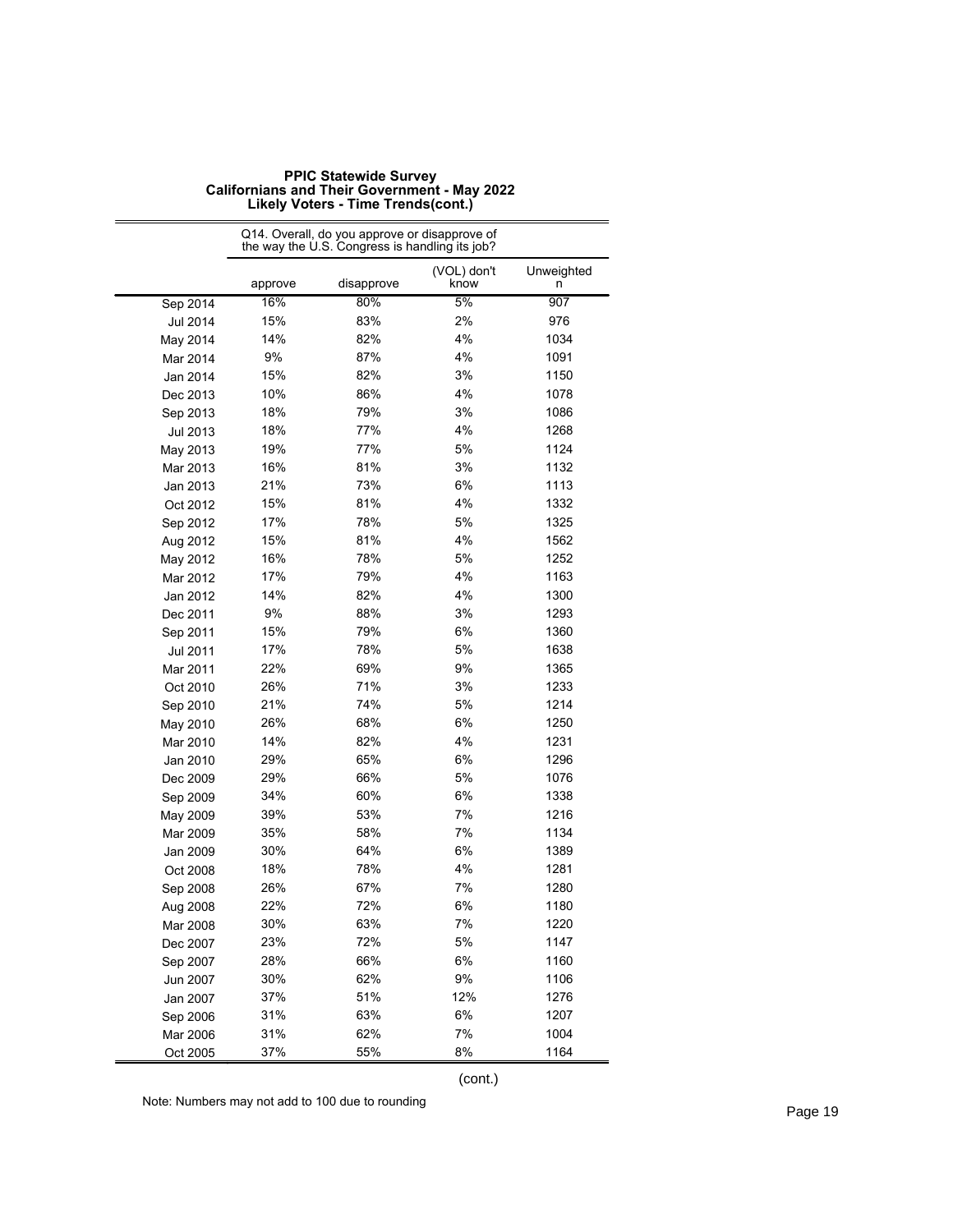# PPIC Statewide Survey
## Californians and Their Government - May 2022
### Likely Voters - Time Trends(cont.)

| | Q14. Overall, do you approve or disapprove of the way the U.S. Congress is handling its job? | | | |
|---|---|---|---|---|
| | approve | disapprove | (VOL) don't know | Unweighted n |
| Sep 2014 | 16% | 80% | 5% | 907 |
| Jul 2014 | 15% | 83% | 2% | 976 |
| May 2014 | 14% | 82% | 4% | 1034 |
| Mar 2014 | 9% | 87% | 4% | 1091 |
| Jan 2014 | 15% | 82% | 3% | 1150 |
| Dec 2013 | 10% | 86% | 4% | 1078 |
| Sep 2013 | 18% | 79% | 3% | 1086 |
| Jul 2013 | 18% | 77% | 4% | 1268 |
| May 2013 | 19% | 77% | 5% | 1124 |
| Mar 2013 | 16% | 81% | 3% | 1132 |
| Jan 2013 | 21% | 73% | 6% | 1113 |
| Oct 2012 | 15% | 81% | 4% | 1332 |
| Sep 2012 | 17% | 78% | 5% | 1325 |
| Aug 2012 | 15% | 81% | 4% | 1562 |
| May 2012 | 16% | 78% | 5% | 1252 |
| Mar 2012 | 17% | 79% | 4% | 1163 |
| Jan 2012 | 14% | 82% | 4% | 1300 |
| Dec 2011 | 9% | 88% | 3% | 1293 |
| Sep 2011 | 15% | 79% | 6% | 1360 |
| Jul 2011 | 17% | 78% | 5% | 1638 |
| Mar 2011 | 22% | 69% | 9% | 1365 |
| Oct 2010 | 26% | 71% | 3% | 1233 |
| Sep 2010 | 21% | 74% | 5% | 1214 |
| May 2010 | 26% | 68% | 6% | 1250 |
| Mar 2010 | 14% | 82% | 4% | 1231 |
| Jan 2010 | 29% | 65% | 6% | 1296 |
| Dec 2009 | 29% | 66% | 5% | 1076 |
| Sep 2009 | 34% | 60% | 6% | 1338 |
| May 2009 | 39% | 53% | 7% | 1216 |
| Mar 2009 | 35% | 58% | 7% | 1134 |
| Jan 2009 | 30% | 64% | 6% | 1389 |
| Oct 2008 | 18% | 78% | 4% | 1281 |
| Sep 2008 | 26% | 67% | 7% | 1280 |
| Aug 2008 | 22% | 72% | 6% | 1180 |
| Mar 2008 | 30% | 63% | 7% | 1220 |
| Dec 2007 | 23% | 72% | 5% | 1147 |
| Sep 2007 | 28% | 66% | 6% | 1160 |
| Jun 2007 | 30% | 62% | 9% | 1106 |
| Jan 2007 | 37% | 51% | 12% | 1276 |
| Sep 2006 | 31% | 63% | 6% | 1207 |
| Mar 2006 | 31% | 62% | 7% | 1004 |
| Oct 2005 | 37% | 55% | 8% | 1164 |

(cont.)

Note: Numbers may not add to 100 due to rounding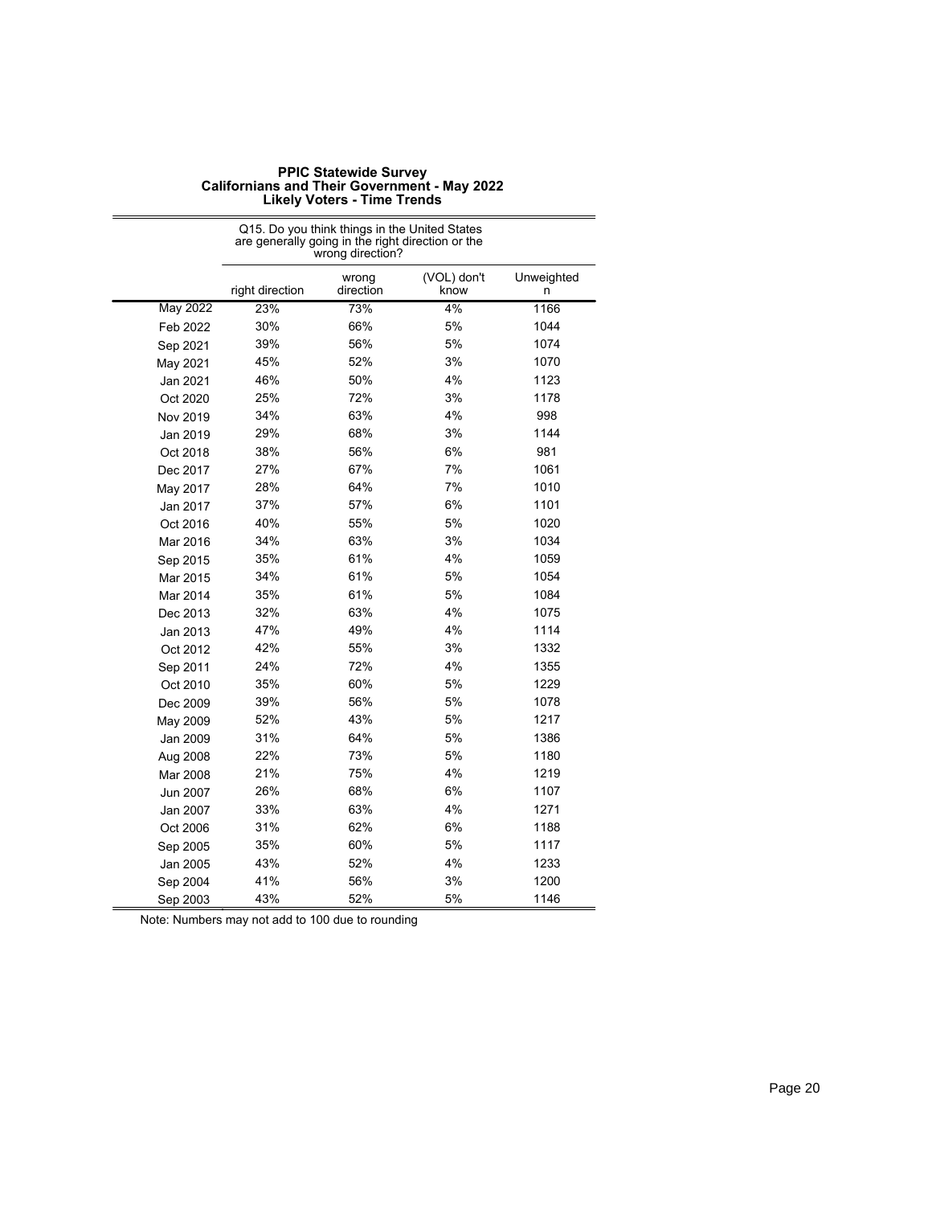**PPIC Statewide Survey**
**Californians and Their Government - May 2022**
**Likely Voters - Time Trends**

| | Q15. Do you think things in the United States are generally going in the right direction or the wrong direction? | | | |
|---|---|---|---|---|
| | right direction | wrong direction | (VOL) don't know | Unweighted n |
| May 2022 | 23% | 73% | 4% | 1166 |
| Feb 2022 | 30% | 66% | 5% | 1044 |
| Sep 2021 | 39% | 56% | 5% | 1074 |
| May 2021 | 45% | 52% | 3% | 1070 |
| Jan 2021 | 46% | 50% | 4% | 1123 |
| Oct 2020 | 25% | 72% | 3% | 1178 |
| Nov 2019 | 34% | 63% | 4% | 998 |
| Jan 2019 | 29% | 68% | 3% | 1144 |
| Oct 2018 | 38% | 56% | 6% | 981 |
| Dec 2017 | 27% | 67% | 7% | 1061 |
| May 2017 | 28% | 64% | 7% | 1010 |
| Jan 2017 | 37% | 57% | 6% | 1101 |
| Oct 2016 | 40% | 55% | 5% | 1020 |
| Mar 2016 | 34% | 63% | 3% | 1034 |
| Sep 2015 | 35% | 61% | 4% | 1059 |
| Mar 2015 | 34% | 61% | 5% | 1054 |
| Mar 2014 | 35% | 61% | 5% | 1084 |
| Dec 2013 | 32% | 63% | 4% | 1075 |
| Jan 2013 | 47% | 49% | 4% | 1114 |
| Oct 2012 | 42% | 55% | 3% | 1332 |
| Sep 2011 | 24% | 72% | 4% | 1355 |
| Oct 2010 | 35% | 60% | 5% | 1229 |
| Dec 2009 | 39% | 56% | 5% | 1078 |
| May 2009 | 52% | 43% | 5% | 1217 |
| Jan 2009 | 31% | 64% | 5% | 1386 |
| Aug 2008 | 22% | 73% | 5% | 1180 |
| Mar 2008 | 21% | 75% | 4% | 1219 |
| Jun 2007 | 26% | 68% | 6% | 1107 |
| Jan 2007 | 33% | 63% | 4% | 1271 |
| Oct 2006 | 31% | 62% | 6% | 1188 |
| Sep 2005 | 35% | 60% | 5% | 1117 |
| Jan 2005 | 43% | 52% | 4% | 1233 |
| Sep 2004 | 41% | 56% | 3% | 1200 |
| Sep 2003 | 43% | 52% | 5% | 1146 |

Note: Numbers may not add to 100 due to rounding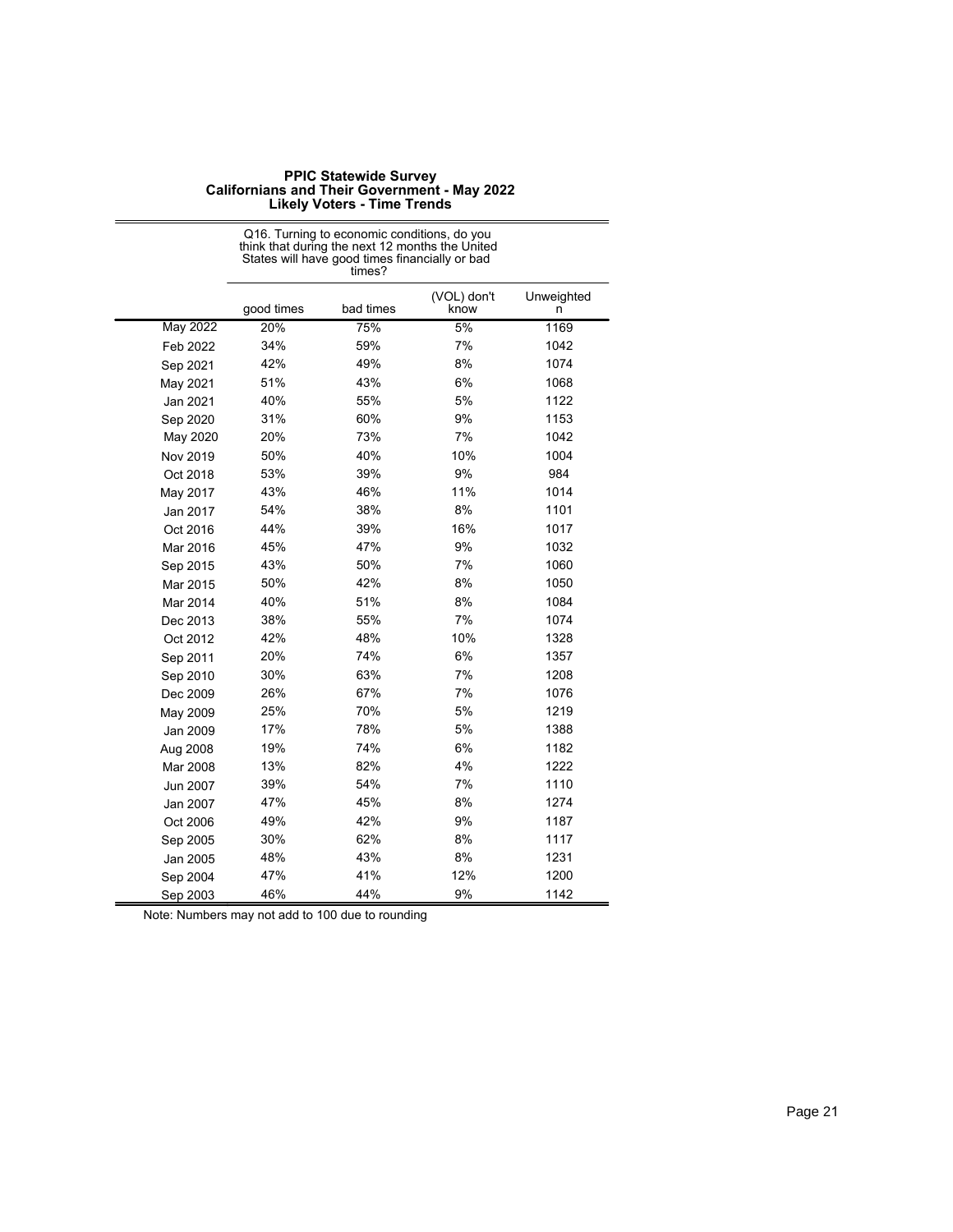**PPIC Statewide Survey**
**Californians and Their Government - May 2022**
**Likely Voters - Time Trends**

| | Q16. Turning to economic conditions, do you think that during the next 12 months the United States will have good times financially or bad times? | | | |
|---|---|---|---|---|
| | good times | bad times | (VOL) don't know | Unweighted n |
| May 2022 | 20% | 75% | 5% | 1169 |
| Feb 2022 | 34% | 59% | 7% | 1042 |
| Sep 2021 | 42% | 49% | 8% | 1074 |
| May 2021 | 51% | 43% | 6% | 1068 |
| Jan 2021 | 40% | 55% | 5% | 1122 |
| Sep 2020 | 31% | 60% | 9% | 1153 |
| May 2020 | 20% | 73% | 7% | 1042 |
| Nov 2019 | 50% | 40% | 10% | 1004 |
| Oct 2018 | 53% | 39% | 9% | 984 |
| May 2017 | 43% | 46% | 11% | 1014 |
| Jan 2017 | 54% | 38% | 8% | 1101 |
| Oct 2016 | 44% | 39% | 16% | 1017 |
| Mar 2016 | 45% | 47% | 9% | 1032 |
| Sep 2015 | 43% | 50% | 7% | 1060 |
| Mar 2015 | 50% | 42% | 8% | 1050 |
| Mar 2014 | 40% | 51% | 8% | 1084 |
| Dec 2013 | 38% | 55% | 7% | 1074 |
| Oct 2012 | 42% | 48% | 10% | 1328 |
| Sep 2011 | 20% | 74% | 6% | 1357 |
| Sep 2010 | 30% | 63% | 7% | 1208 |
| Dec 2009 | 26% | 67% | 7% | 1076 |
| May 2009 | 25% | 70% | 5% | 1219 |
| Jan 2009 | 17% | 78% | 5% | 1388 |
| Aug 2008 | 19% | 74% | 6% | 1182 |
| Mar 2008 | 13% | 82% | 4% | 1222 |
| Jun 2007 | 39% | 54% | 7% | 1110 |
| Jan 2007 | 47% | 45% | 8% | 1274 |
| Oct 2006 | 49% | 42% | 9% | 1187 |
| Sep 2005 | 30% | 62% | 8% | 1117 |
| Jan 2005 | 48% | 43% | 8% | 1231 |
| Sep 2004 | 47% | 41% | 12% | 1200 |
| Sep 2003 | 46% | 44% | 9% | 1142 |

Note: Numbers may not add to 100 due to rounding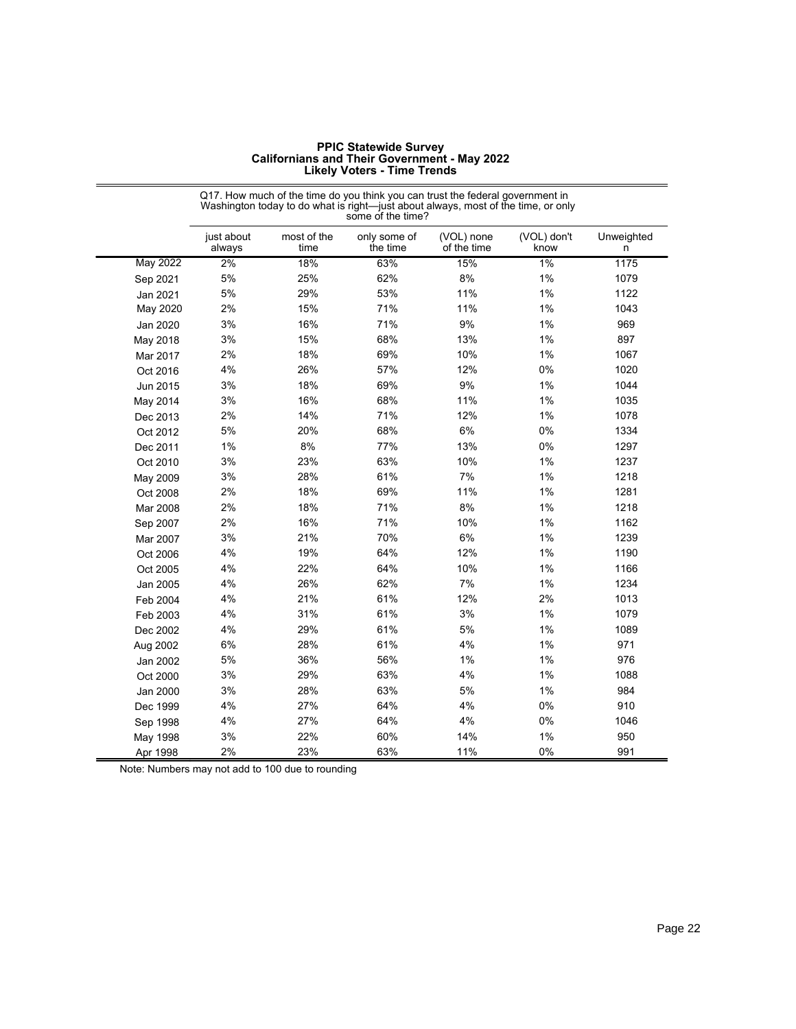**PPIC Statewide Survey**
**Californians and Their Government - May 2022**
**Likely Voters - Time Trends**

| | Q17. How much of the time do you think you can trust the federal government in Washington today to do what is right—just about always, most of the time, or only some of the time? | | | | | |
|---|---|---|---|---|---|---|
| | just about always | most of the time | only some of the time | (VOL) none of the time | (VOL) don't know | Unweighted n |
| May 2022 | 2% | 18% | 63% | 15% | 1% | 1175 |
| Sep 2021 | 5% | 25% | 62% | 8% | 1% | 1079 |
| Jan 2021 | 5% | 29% | 53% | 11% | 1% | 1122 |
| May 2020 | 2% | 15% | 71% | 11% | 1% | 1043 |
| Jan 2020 | 3% | 16% | 71% | 9% | 1% | 969 |
| May 2018 | 3% | 15% | 68% | 13% | 1% | 897 |
| Mar 2017 | 2% | 18% | 69% | 10% | 1% | 1067 |
| Oct 2016 | 4% | 26% | 57% | 12% | 0% | 1020 |
| Jun 2015 | 3% | 18% | 69% | 9% | 1% | 1044 |
| May 2014 | 3% | 16% | 68% | 11% | 1% | 1035 |
| Dec 2013 | 2% | 14% | 71% | 12% | 1% | 1078 |
| Oct 2012 | 5% | 20% | 68% | 6% | 0% | 1334 |
| Dec 2011 | 1% | 8% | 77% | 13% | 0% | 1297 |
| Oct 2010 | 3% | 23% | 63% | 10% | 1% | 1237 |
| May 2009 | 3% | 28% | 61% | 7% | 1% | 1218 |
| Oct 2008 | 2% | 18% | 69% | 11% | 1% | 1281 |
| Mar 2008 | 2% | 18% | 71% | 8% | 1% | 1218 |
| Sep 2007 | 2% | 16% | 71% | 10% | 1% | 1162 |
| Mar 2007 | 3% | 21% | 70% | 6% | 1% | 1239 |
| Oct 2006 | 4% | 19% | 64% | 12% | 1% | 1190 |
| Oct 2005 | 4% | 22% | 64% | 10% | 1% | 1166 |
| Jan 2005 | 4% | 26% | 62% | 7% | 1% | 1234 |
| Feb 2004 | 4% | 21% | 61% | 12% | 2% | 1013 |
| Feb 2003 | 4% | 31% | 61% | 3% | 1% | 1079 |
| Dec 2002 | 4% | 29% | 61% | 5% | 1% | 1089 |
| Aug 2002 | 6% | 28% | 61% | 4% | 1% | 971 |
| Jan 2002 | 5% | 36% | 56% | 1% | 1% | 976 |
| Oct 2000 | 3% | 29% | 63% | 4% | 1% | 1088 |
| Jan 2000 | 3% | 28% | 63% | 5% | 1% | 984 |
| Dec 1999 | 4% | 27% | 64% | 4% | 0% | 910 |
| Sep 1998 | 4% | 27% | 64% | 4% | 0% | 1046 |
| May 1998 | 3% | 22% | 60% | 14% | 1% | 950 |
| Apr 1998 | 2% | 23% | 63% | 11% | 0% | 991 |

Note: Numbers may not add to 100 due to rounding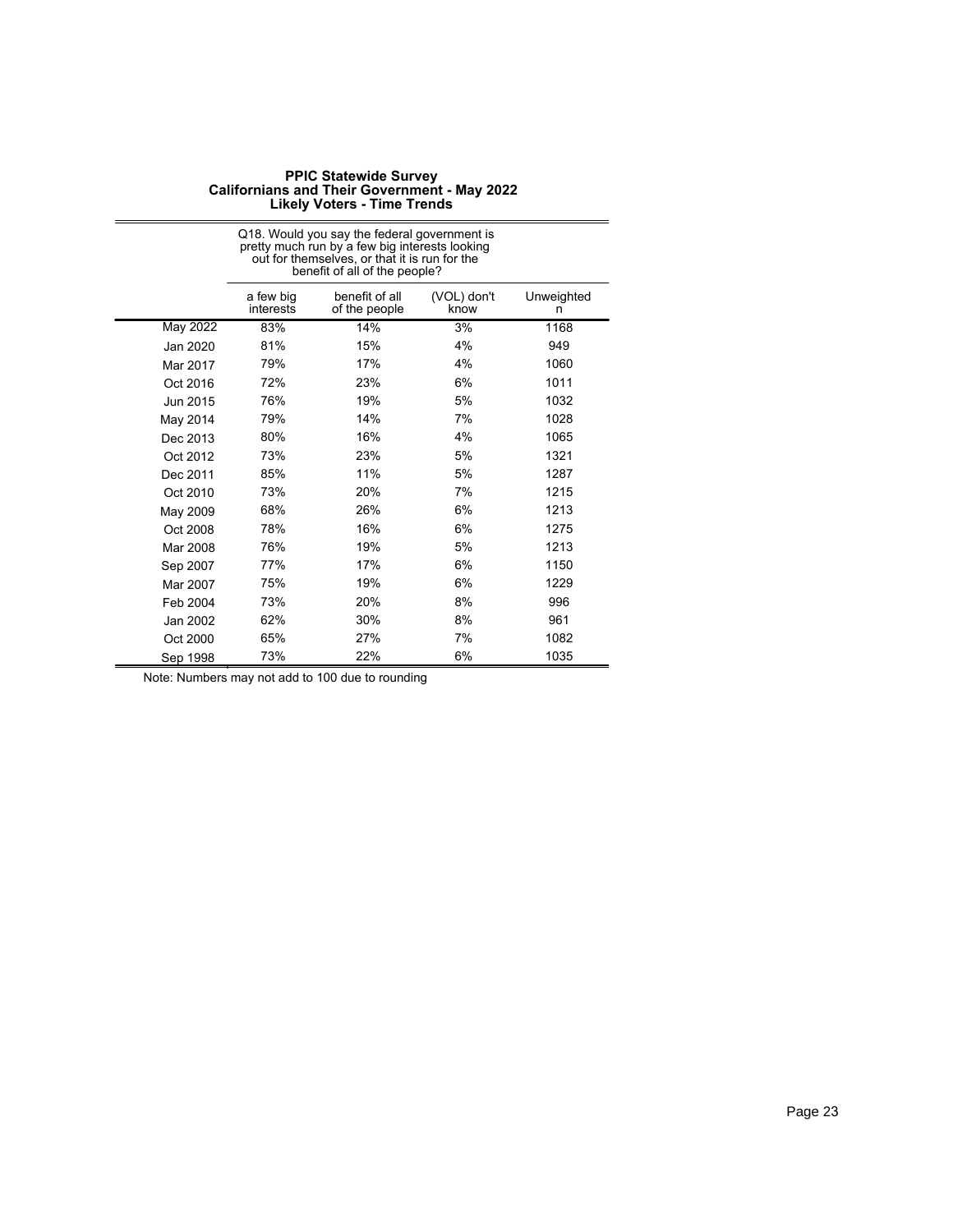# PPIC Statewide Survey
## Californians and Their Government - May 2022
### Likely Voters - Time Trends

| | Q18. Would you say the federal government is pretty much run by a few big interests looking out for themselves, or that it is run for the benefit of all of the people? | | | |
|---|---|---|---|---|
| | a few big interests | benefit of all of the people | (VOL) don't know | Unweighted n |
| May 2022 | 83% | 14% | 3% | 1168 |
| Jan 2020 | 81% | 15% | 4% | 949 |
| Mar 2017 | 79% | 17% | 4% | 1060 |
| Oct 2016 | 72% | 23% | 6% | 1011 |
| Jun 2015 | 76% | 19% | 5% | 1032 |
| May 2014 | 79% | 14% | 7% | 1028 |
| Dec 2013 | 80% | 16% | 4% | 1065 |
| Oct 2012 | 73% | 23% | 5% | 1321 |
| Dec 2011 | 85% | 11% | 5% | 1287 |
| Oct 2010 | 73% | 20% | 7% | 1215 |
| May 2009 | 68% | 26% | 6% | 1213 |
| Oct 2008 | 78% | 16% | 6% | 1275 |
| Mar 2008 | 76% | 19% | 5% | 1213 |
| Sep 2007 | 77% | 17% | 6% | 1150 |
| Mar 2007 | 75% | 19% | 6% | 1229 |
| Feb 2004 | 73% | 20% | 8% | 996 |
| Jan 2002 | 62% | 30% | 8% | 961 |
| Oct 2000 | 65% | 27% | 7% | 1082 |
| Sep 1998 | 73% | 22% | 6% | 1035 |

Note: Numbers may not add to 100 due to rounding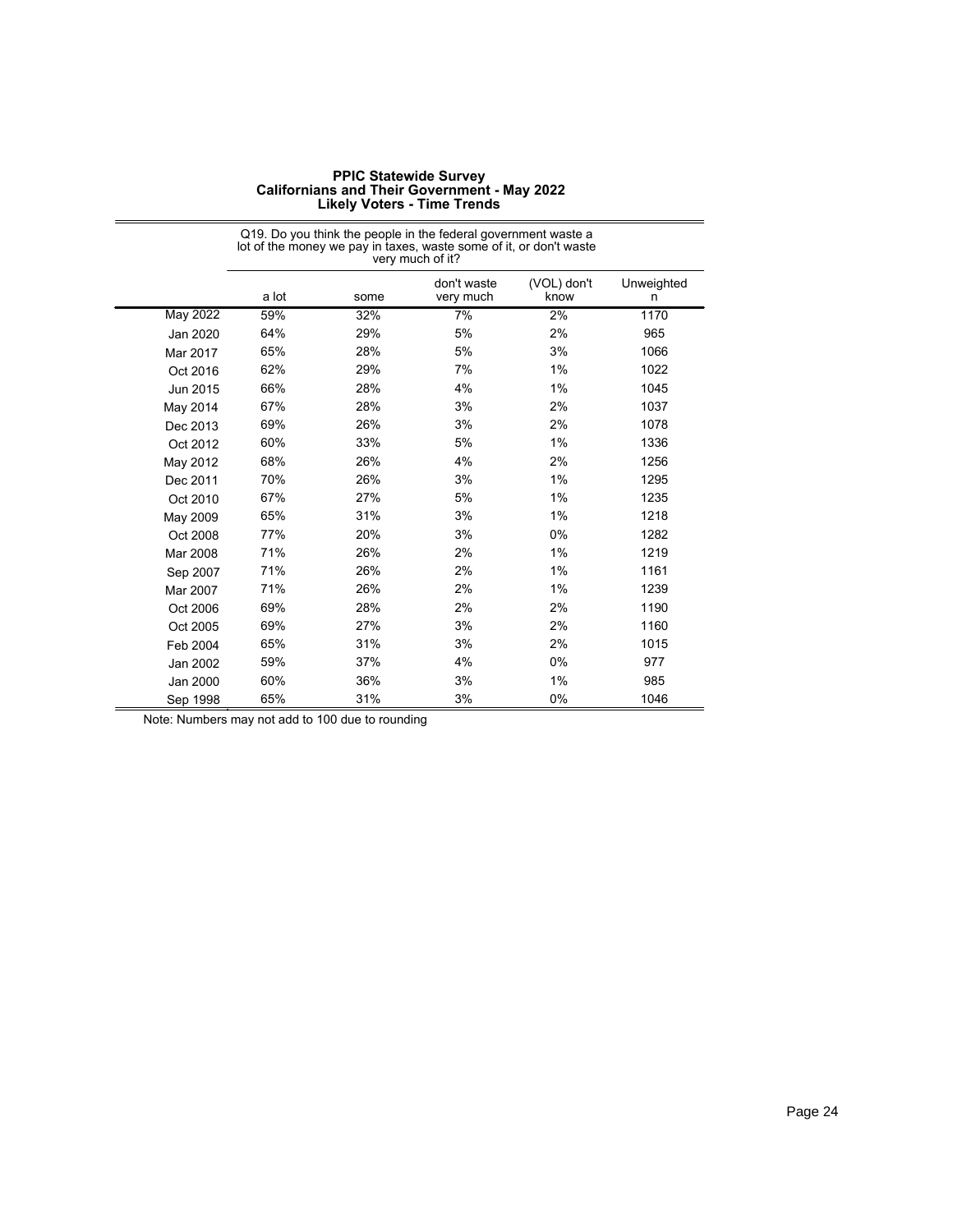**PPIC Statewide Survey**
**Californians and Their Government - May 2022**
**Likely Voters - Time Trends**

| | Q19. Do you think the people in the federal government waste a lot of the money we pay in taxes, waste some of it, or don't waste very much of it? | | | | |
|---|---|---|---|---|---|
| | a lot | some | don't waste very much | (VOL) don't know | Unweighted n |
| May 2022 | 59% | 32% | 7% | 2% | 1170 |
| Jan 2020 | 64% | 29% | 5% | 2% | 965 |
| Mar 2017 | 65% | 28% | 5% | 3% | 1066 |
| Oct 2016 | 62% | 29% | 7% | 1% | 1022 |
| Jun 2015 | 66% | 28% | 4% | 1% | 1045 |
| May 2014 | 67% | 28% | 3% | 2% | 1037 |
| Dec 2013 | 69% | 26% | 3% | 2% | 1078 |
| Oct 2012 | 60% | 33% | 5% | 1% | 1336 |
| May 2012 | 68% | 26% | 4% | 2% | 1256 |
| Dec 2011 | 70% | 26% | 3% | 1% | 1295 |
| Oct 2010 | 67% | 27% | 5% | 1% | 1235 |
| May 2009 | 65% | 31% | 3% | 1% | 1218 |
| Oct 2008 | 77% | 20% | 3% | 0% | 1282 |
| Mar 2008 | 71% | 26% | 2% | 1% | 1219 |
| Sep 2007 | 71% | 26% | 2% | 1% | 1161 |
| Mar 2007 | 71% | 26% | 2% | 1% | 1239 |
| Oct 2006 | 69% | 28% | 2% | 2% | 1190 |
| Oct 2005 | 69% | 27% | 3% | 2% | 1160 |
| Feb 2004 | 65% | 31% | 3% | 2% | 1015 |
| Jan 2002 | 59% | 37% | 4% | 0% | 977 |
| Jan 2000 | 60% | 36% | 3% | 1% | 985 |
| Sep 1998 | 65% | 31% | 3% | 0% | 1046 |

Note: Numbers may not add to 100 due to rounding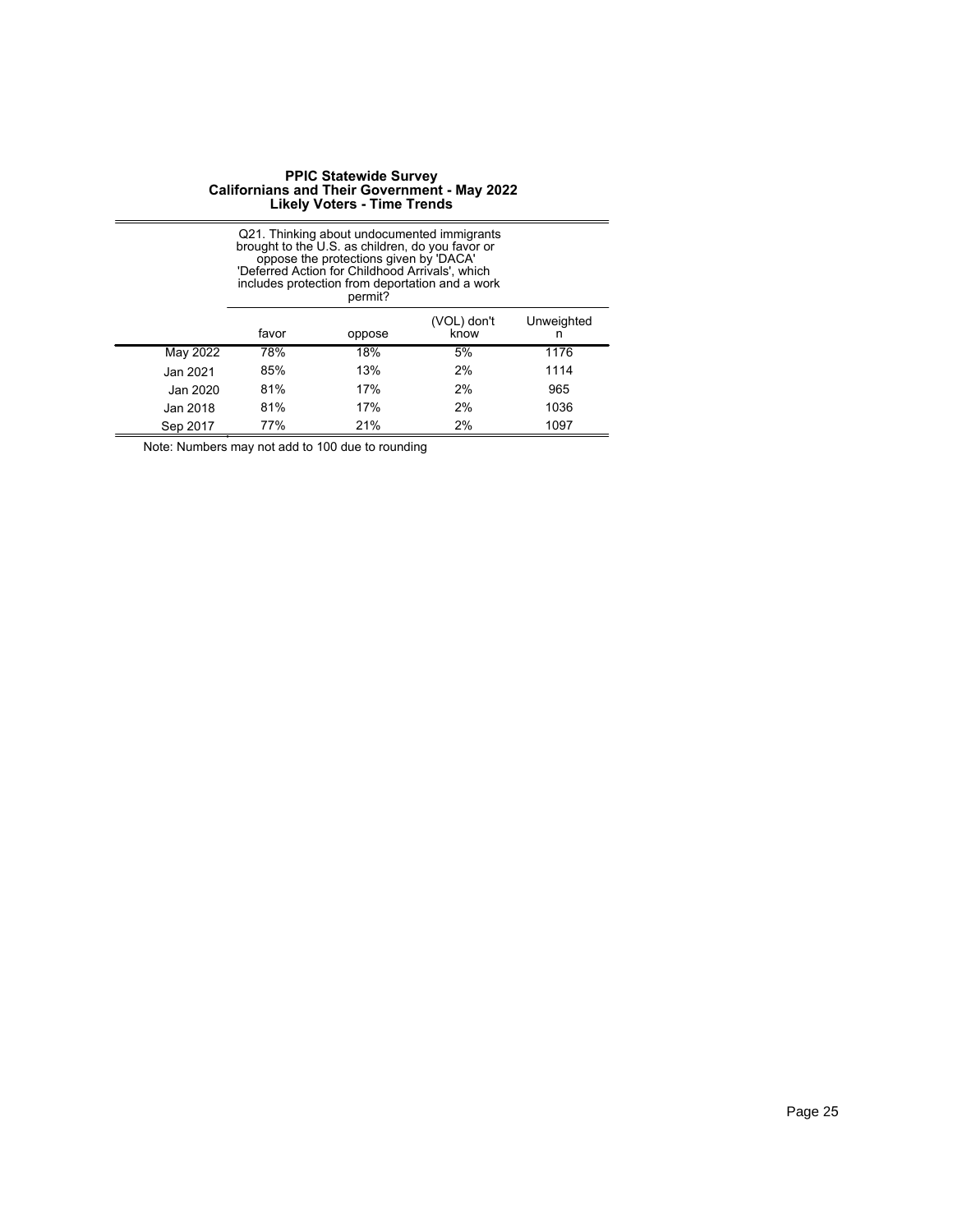**PPIC Statewide Survey**
**Californians and Their Government - May 2022**
**Likely Voters - Time Trends**

Q21. Thinking about undocumented immigrants brought to the U.S. as children, do you favor or oppose the protections given by 'DACA' 'Deferred Action for Childhood Arrivals', which includes protection from deportation and a work permit?

| | favor | oppose | (VOL) don't know | Unweighted n |
|---|---|---|---|---|
| May 2022 | 78% | 18% | 5% | 1176 |
| Jan 2021 | 85% | 13% | 2% | 1114 |
| Jan 2020 | 81% | 17% | 2% | 965 |
| Jan 2018 | 81% | 17% | 2% | 1036 |
| Sep 2017 | 77% | 21% | 2% | 1097 |

Note: Numbers may not add to 100 due to rounding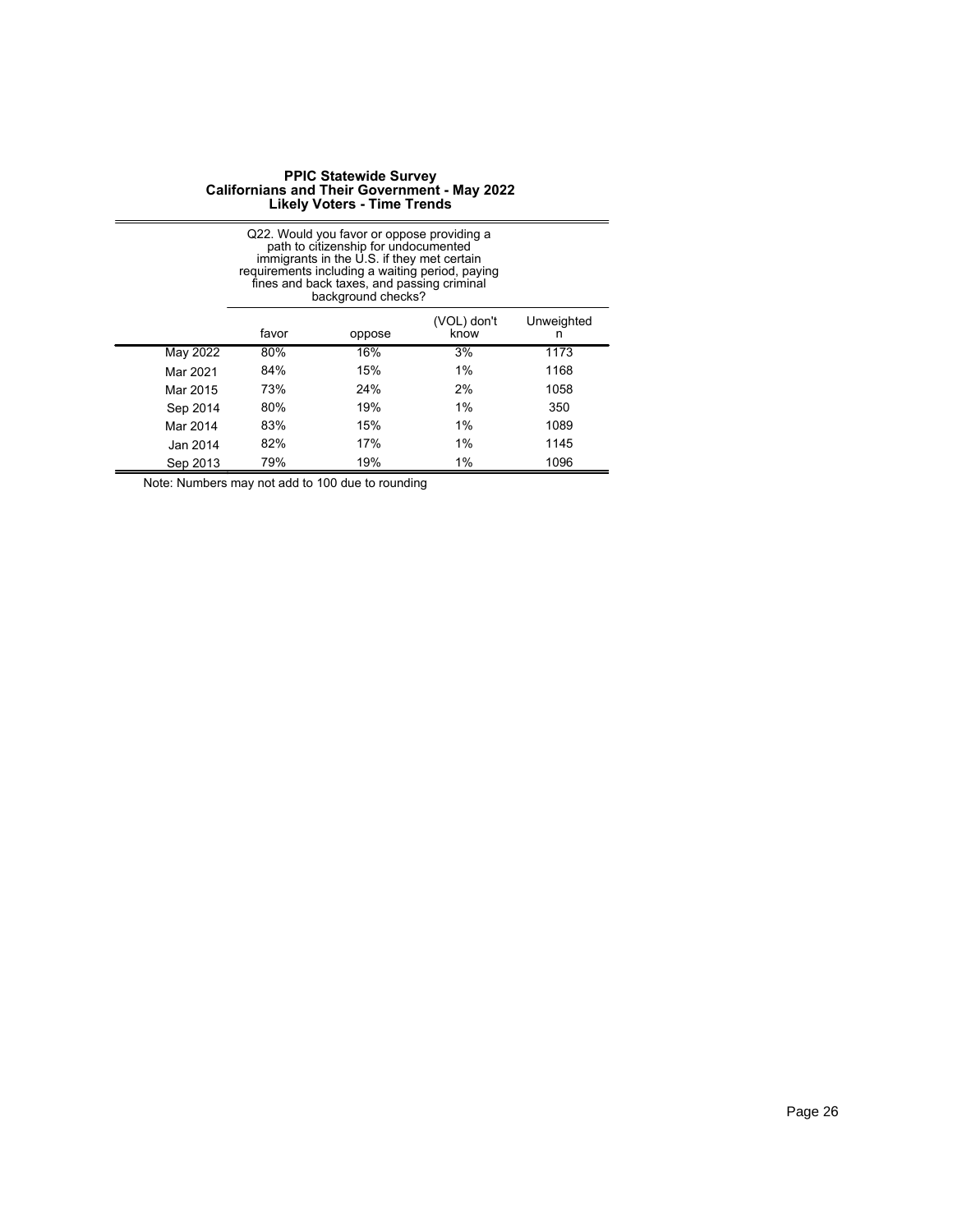**PPIC Statewide Survey**
**Californians and Their Government - May 2022**
**Likely Voters - Time Trends**

| | Q22. Would you favor or oppose providing a path to citizenship for undocumented immigrants in the U.S. if they met certain requirements including a waiting period, paying fines and back taxes, and passing criminal background checks? | | | |
|---|---|---|---|---|
| | favor | oppose | (VOL) don't know | Unweighted n |
| May 2022 | 80% | 16% | 3% | 1173 |
| Mar 2021 | 84% | 15% | 1% | 1168 |
| Mar 2015 | 73% | 24% | 2% | 1058 |
| Sep 2014 | 80% | 19% | 1% | 350 |
| Mar 2014 | 83% | 15% | 1% | 1089 |
| Jan 2014 | 82% | 17% | 1% | 1145 |
| Sep 2013 | 79% | 19% | 1% | 1096 |

Note: Numbers may not add to 100 due to rounding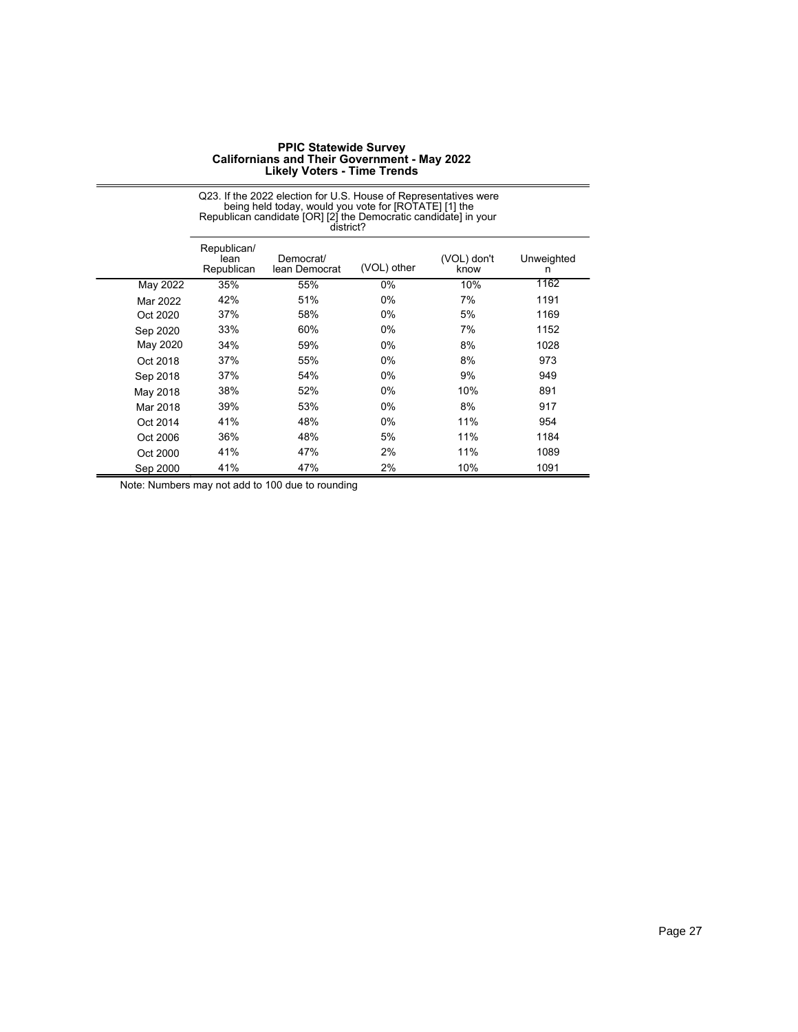**PPIC Statewide Survey**
**Californians and Their Government - May 2022**
**Likely Voters - Time Trends**

Q23. If the 2022 election for U.S. House of Representatives were being held today, would you vote for [ROTATE] [1] the Republican candidate [OR] [2] the Democratic candidate] in your district?

| | Republican/ lean Republican | Democrat/ lean Democrat | (VOL) other | (VOL) don't know | Unweighted n |
|---|---|---|---|---|---|
| May 2022 | 35% | 55% | 0% | 10% | 1162 |
| Mar 2022 | 42% | 51% | 0% | 7% | 1191 |
| Oct 2020 | 37% | 58% | 0% | 5% | 1169 |
| Sep 2020 | 33% | 60% | 0% | 7% | 1152 |
| May 2020 | 34% | 59% | 0% | 8% | 1028 |
| Oct 2018 | 37% | 55% | 0% | 8% | 973 |
| Sep 2018 | 37% | 54% | 0% | 9% | 949 |
| May 2018 | 38% | 52% | 0% | 10% | 891 |
| Mar 2018 | 39% | 53% | 0% | 8% | 917 |
| Oct 2014 | 41% | 48% | 0% | 11% | 954 |
| Oct 2006 | 36% | 48% | 5% | 11% | 1184 |
| Oct 2000 | 41% | 47% | 2% | 11% | 1089 |
| Sep 2000 | 41% | 47% | 2% | 10% | 1091 |

Note: Numbers may not add to 100 due to rounding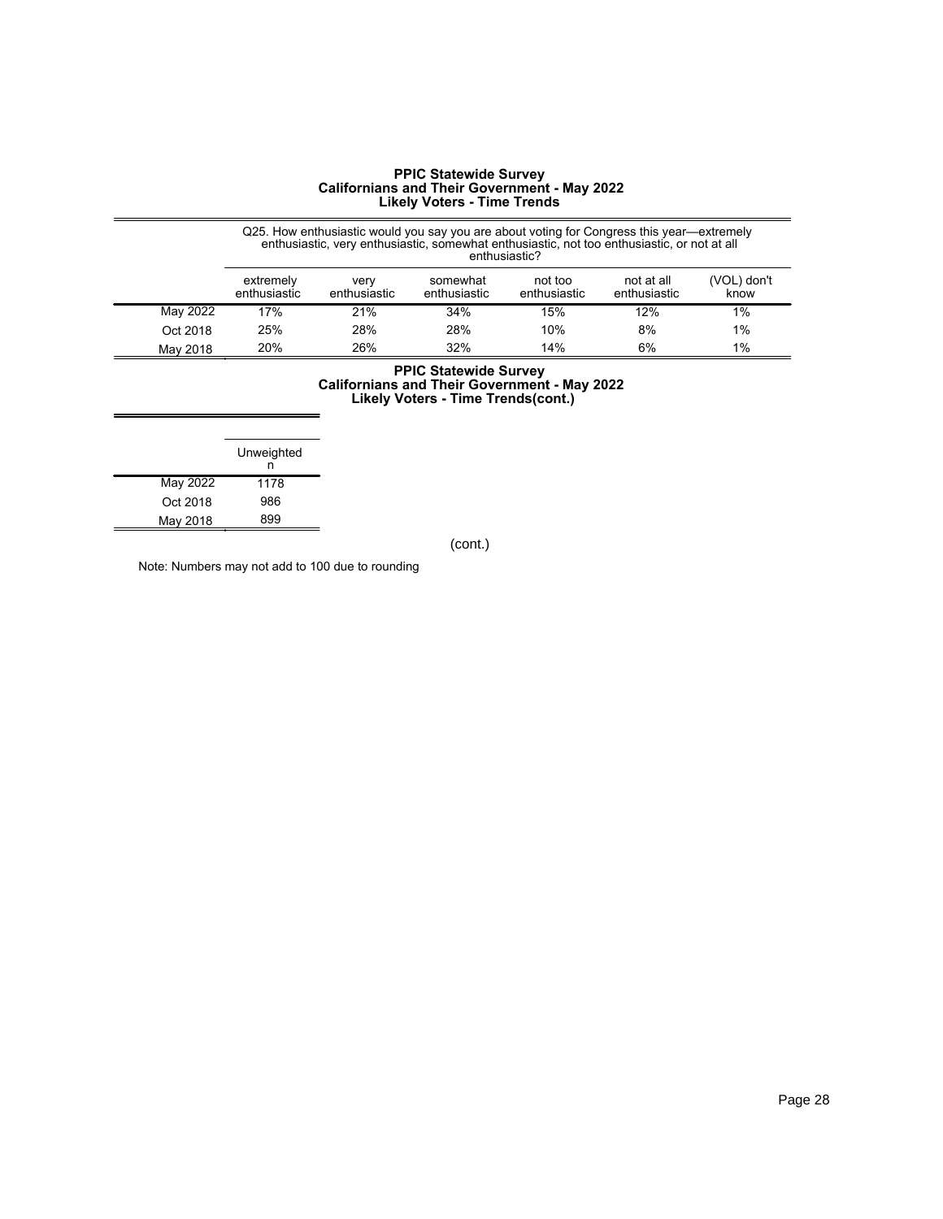# PPIC Statewide Survey
## Californians and Their Government - May 2022
### Likely Voters - Time Trends

Q25. How enthusiastic would you say you are about voting for Congress this year—extremely enthusiastic, very enthusiastic, somewhat enthusiastic, not too enthusiastic, or not at all enthusiastic?

| | extremely enthusiastic | very enthusiastic | somewhat enthusiastic | not too enthusiastic | not at all enthusiastic | (VOL) don't know |
|---|---|---|---|---|---|---|
| May 2022 | 17% | 21% | 34% | 15% | 12% | 1% |
| Oct 2018 | 25% | 28% | 28% | 10% | 8% | 1% |
| May 2018 | 20% | 26% | 32% | 14% | 6% | 1% |

# PPIC Statewide Survey
## Californians and Their Government - May 2022
### Likely Voters - Time Trends(cont.)

| | Unweighted n |
|---|---|
| May 2022 | 1178 |
| Oct 2018 | 986 |
| May 2018 | 899 |

(cont.)

Note: Numbers may not add to 100 due to rounding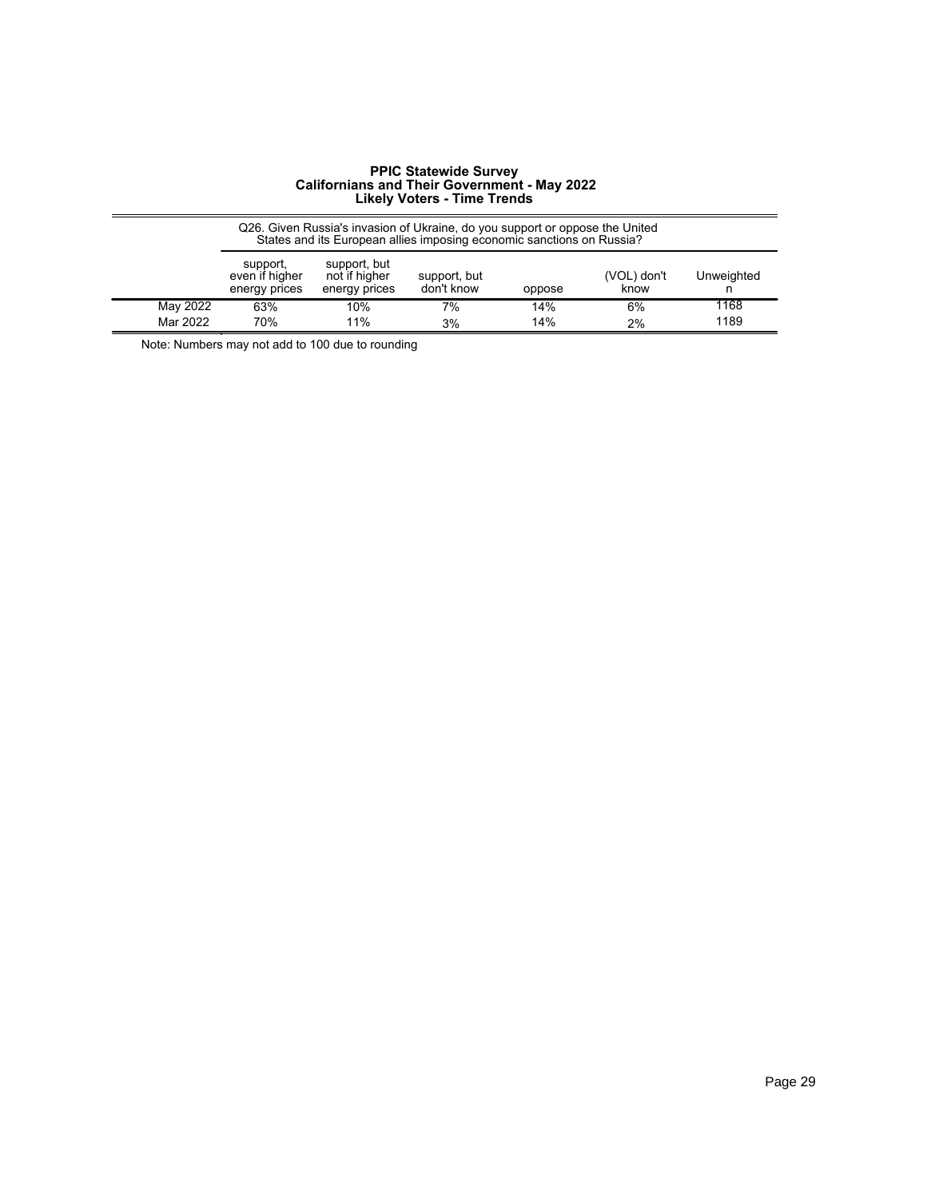# PPIC Statewide Survey
## Californians and Their Government - May 2022
### Likely Voters - Time Trends

| | Q26. Given Russia's invasion of Ukraine, do you support or oppose the United States and its European allies imposing economic sanctions on Russia? | | | | | |
|---|---|---|---|---|---|---|
| | support, even if higher energy prices | support, but not if higher energy prices | support, but don't know | oppose | (VOL) don't know | Unweighted n |
| May 2022 | 63% | 10% | 7% | 14% | 6% | 1168 |
| Mar 2022 | 70% | 11% | 3% | 14% | 2% | 1189 |

Note: Numbers may not add to 100 due to rounding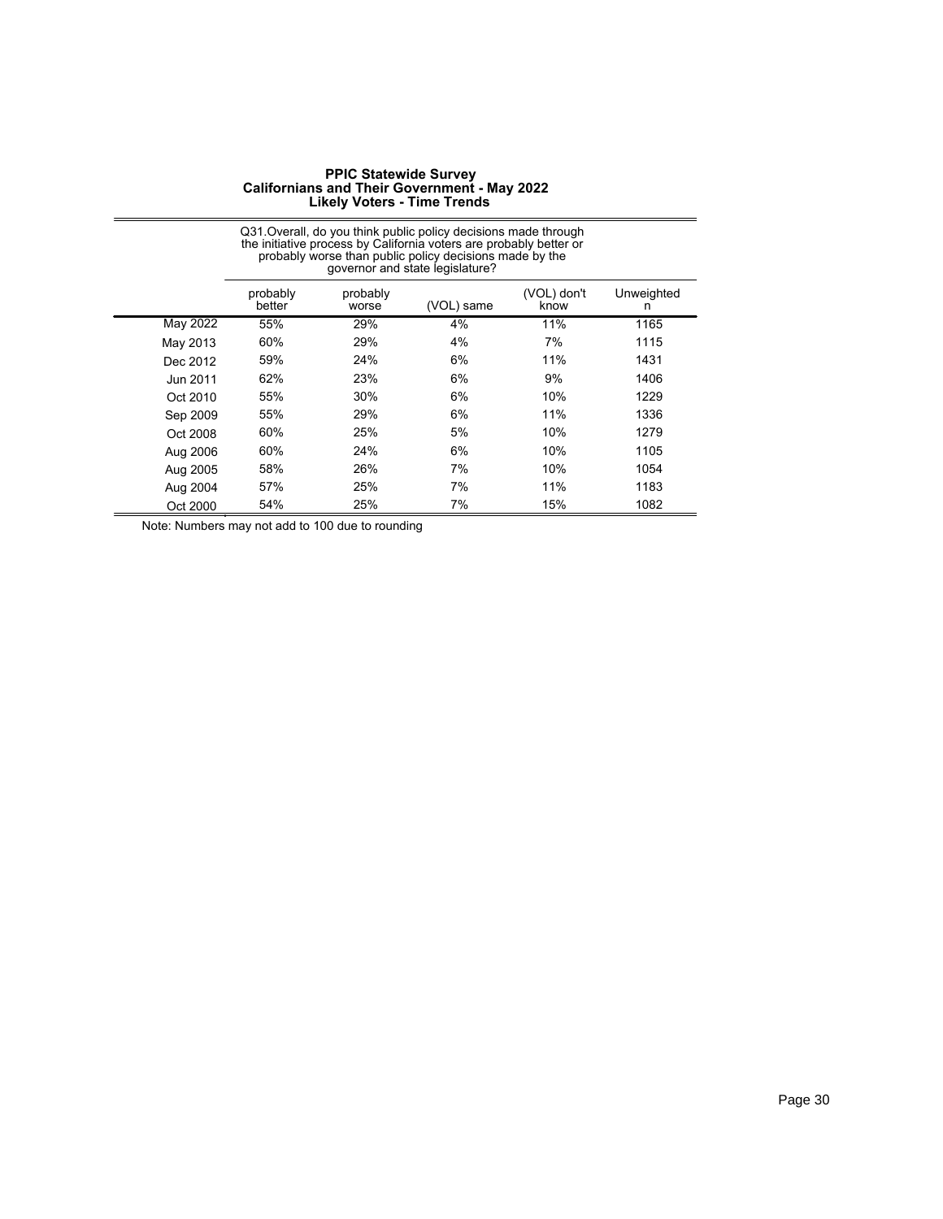**PPIC Statewide Survey**
**Californians and Their Government - May 2022**
**Likely Voters - Time Trends**

| | Q31.Overall, do you think public policy decisions made through the initiative process by California voters are probably better or probably worse than public policy decisions made by the governor and state legislature? | | | | |
|---|---|---|---|---|---|
| | probably better | probably worse | (VOL) same | (VOL) don't know | Unweighted n |
| May 2022 | 55% | 29% | 4% | 11% | 1165 |
| May 2013 | 60% | 29% | 4% | 7% | 1115 |
| Dec 2012 | 59% | 24% | 6% | 11% | 1431 |
| Jun 2011 | 62% | 23% | 6% | 9% | 1406 |
| Oct 2010 | 55% | 30% | 6% | 10% | 1229 |
| Sep 2009 | 55% | 29% | 6% | 11% | 1336 |
| Oct 2008 | 60% | 25% | 5% | 10% | 1279 |
| Aug 2006 | 60% | 24% | 6% | 10% | 1105 |
| Aug 2005 | 58% | 26% | 7% | 10% | 1054 |
| Aug 2004 | 57% | 25% | 7% | 11% | 1183 |
| Oct 2000 | 54% | 25% | 7% | 15% | 1082 |

Note: Numbers may not add to 100 due to rounding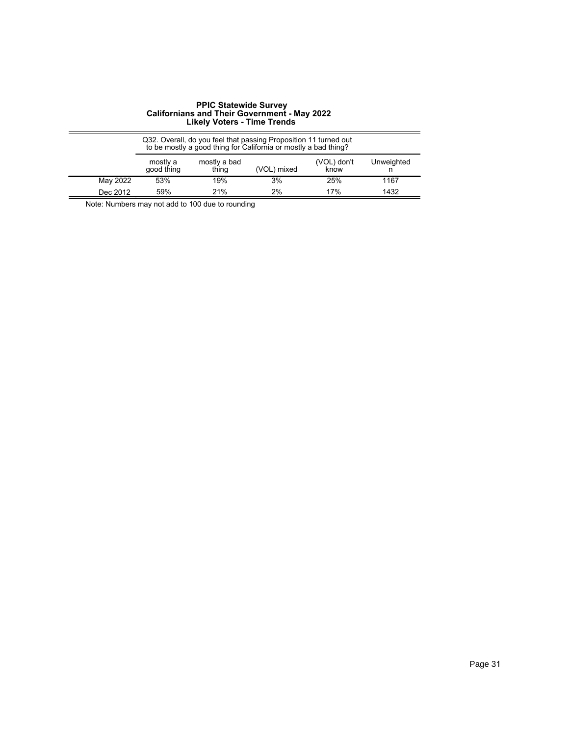**PPIC Statewide Survey**
**Californians and Their Government - May 2022**
**Likely Voters - Time Trends**

| | Q32. Overall, do you feel that passing Proposition 11 turned out to be mostly a good thing for California or mostly a bad thing? | | | | |
|---|---|---|---|---|---|
| | mostly a good thing | mostly a bad thing | (VOL) mixed | (VOL) don't know | Unweighted n |
| May 2022 | 53% | 19% | 3% | 25% | 1167 |
| Dec 2012 | 59% | 21% | 2% | 17% | 1432 |

Note: Numbers may not add to 100 due to rounding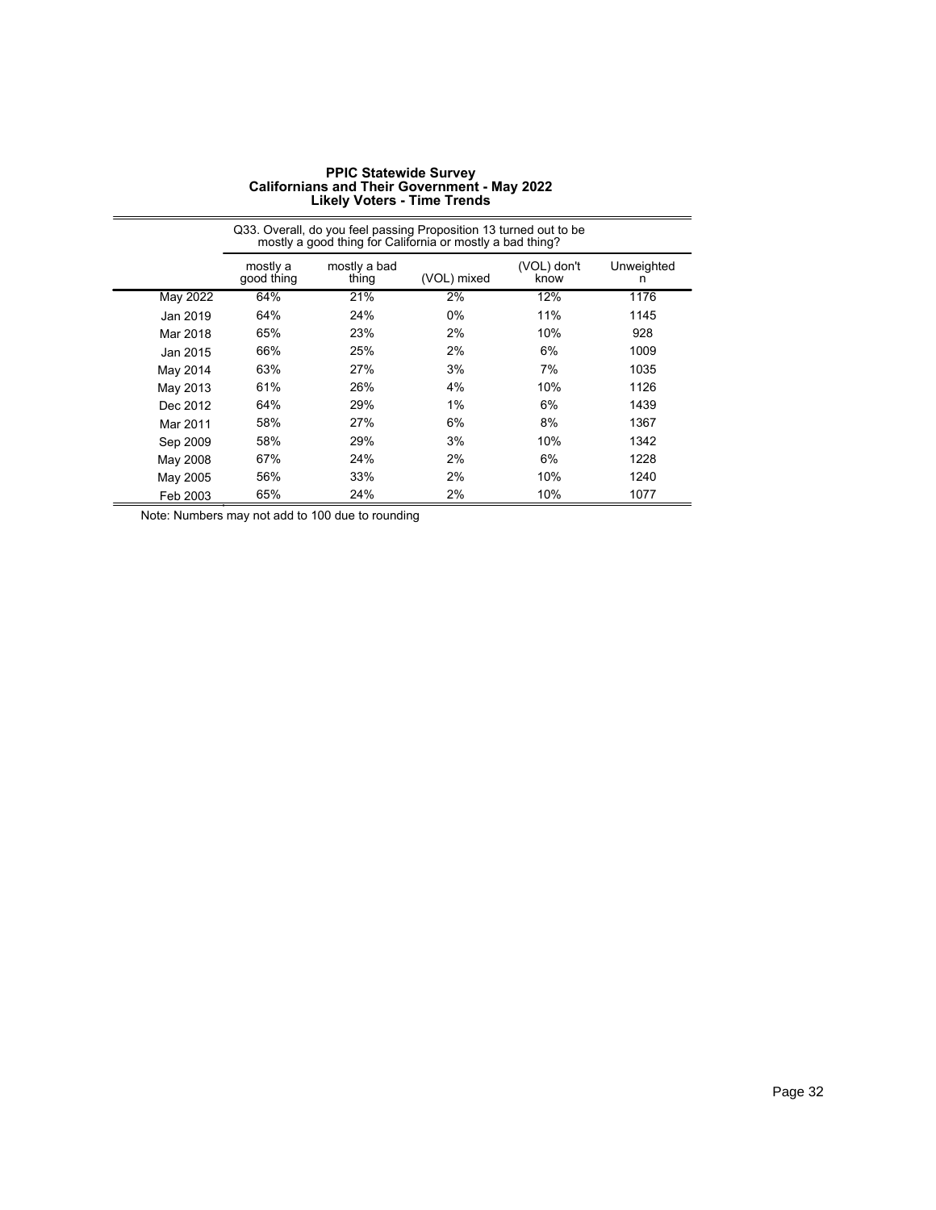# PPIC Statewide Survey
## Californians and Their Government - May 2022
### Likely Voters - Time Trends

| | Q33. Overall, do you feel passing Proposition 13 turned out to be mostly a good thing for California or mostly a bad thing? | | | | |
|---|---|---|---|---|---|
| | mostly a good thing | mostly a bad thing | (VOL) mixed | (VOL) don't know | Unweighted n |
| May 2022 | 64% | 21% | 2% | 12% | 1176 |
| Jan 2019 | 64% | 24% | 0% | 11% | 1145 |
| Mar 2018 | 65% | 23% | 2% | 10% | 928 |
| Jan 2015 | 66% | 25% | 2% | 6% | 1009 |
| May 2014 | 63% | 27% | 3% | 7% | 1035 |
| May 2013 | 61% | 26% | 4% | 10% | 1126 |
| Dec 2012 | 64% | 29% | 1% | 6% | 1439 |
| Mar 2011 | 58% | 27% | 6% | 8% | 1367 |
| Sep 2009 | 58% | 29% | 3% | 10% | 1342 |
| May 2008 | 67% | 24% | 2% | 6% | 1228 |
| May 2005 | 56% | 33% | 2% | 10% | 1240 |
| Feb 2003 | 65% | 24% | 2% | 10% | 1077 |

Note: Numbers may not add to 100 due to rounding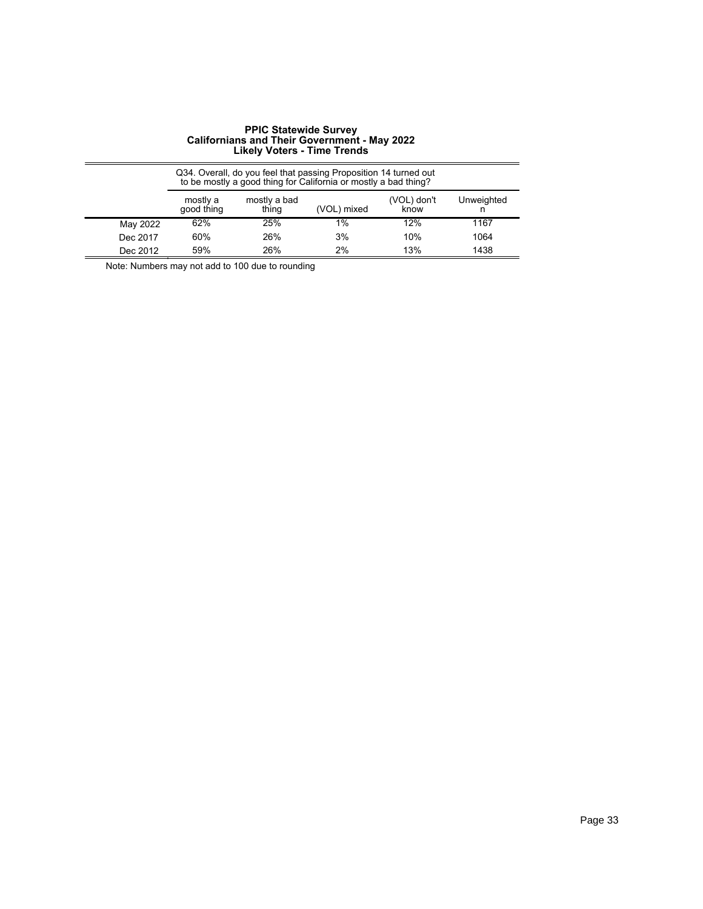**PPIC Statewide Survey**
**Californians and Their Government - May 2022**
**Likely Voters - Time Trends**

| | Q34. Overall, do you feel that passing Proposition 14 turned out to be mostly a good thing for California or mostly a bad thing? | | | | |
|---|---|---|---|---|---|
| | mostly a good thing | mostly a bad thing | (VOL) mixed | (VOL) don't know | Unweighted n |
| May 2022 | 62% | 25% | 1% | 12% | 1167 |
| Dec 2017 | 60% | 26% | 3% | 10% | 1064 |
| Dec 2012 | 59% | 26% | 2% | 13% | 1438 |

Note: Numbers may not add to 100 due to rounding